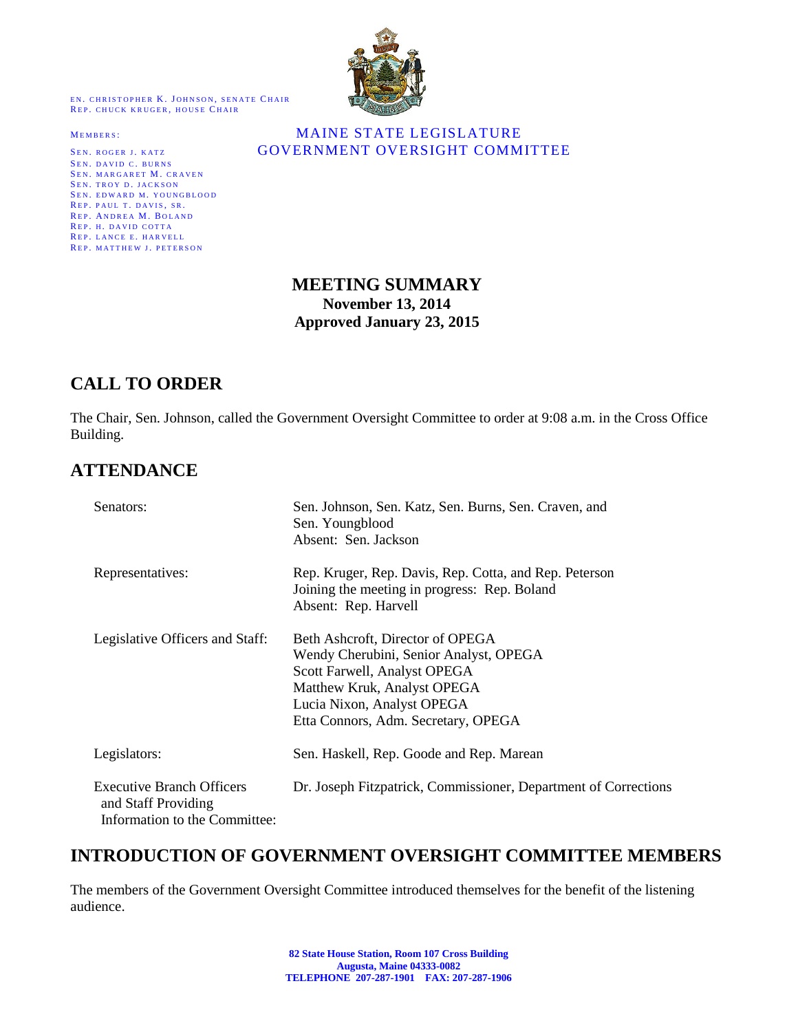EN. CHRISTOPHER K. JOHNSON, SENATE CHAIR
REP. CHUCK KRUGER, HOUSE CHAIR

MEMBERS:

SEN. ROGER J. KATZ
SEN. DAVID C. BURNS
SEN. MARGARET M. CRAVEN
SEN. TROY D. JACKSON
SEN. EDWARD M. YOUNGBLOOD
REP. PAUL T. DAVIS, SR.
REP. ANDREA M. BOLAND
REP. H. DAVID COTTA
REP. LANCE E. HARVELL
REP. MATTHEW J. PETERSON

MAINE STATE LEGISLATURE
GOVERNMENT OVERSIGHT COMMITTEE

# MEETING SUMMARY

**November 13, 2014**
**Approved January 23, 2015**

## CALL TO ORDER

The Chair, Sen. Johnson, called the Government Oversight Committee to order at 9:08 a.m. in the Cross Office Building.

## ATTENDANCE

| | |
|---|---|
| Senators: | Sen. Johnson, Sen. Katz, Sen. Burns, Sen. Craven, and Sen. Youngblood<br>Absent: Sen. Jackson |
| Representatives: | Rep. Kruger, Rep. Davis, Rep. Cotta, and Rep. Peterson<br>Joining the meeting in progress: Rep. Boland<br>Absent: Rep. Harvell |
| Legislative Officers and Staff: | Beth Ashcroft, Director of OPEGA<br>Wendy Cherubini, Senior Analyst, OPEGA<br>Scott Farwell, Analyst OPEGA<br>Matthew Kruk, Analyst OPEGA<br>Lucia Nixon, Analyst OPEGA<br>Etta Connors, Adm. Secretary, OPEGA |
| Legislators: | Sen. Haskell, Rep. Goode and Rep. Marean |
| Executive Branch Officers and Staff Providing Information to the Committee: | Dr. Joseph Fitzpatrick, Commissioner, Department of Corrections |

## INTRODUCTION OF GOVERNMENT OVERSIGHT COMMITTEE MEMBERS

The members of the Government Oversight Committee introduced themselves for the benefit of the listening audience.

**82 State House Station, Room 107 Cross Building**
**Augusta, Maine 04333-0082**
**TELEPHONE 207-287-1901 FAX: 207-287-1906**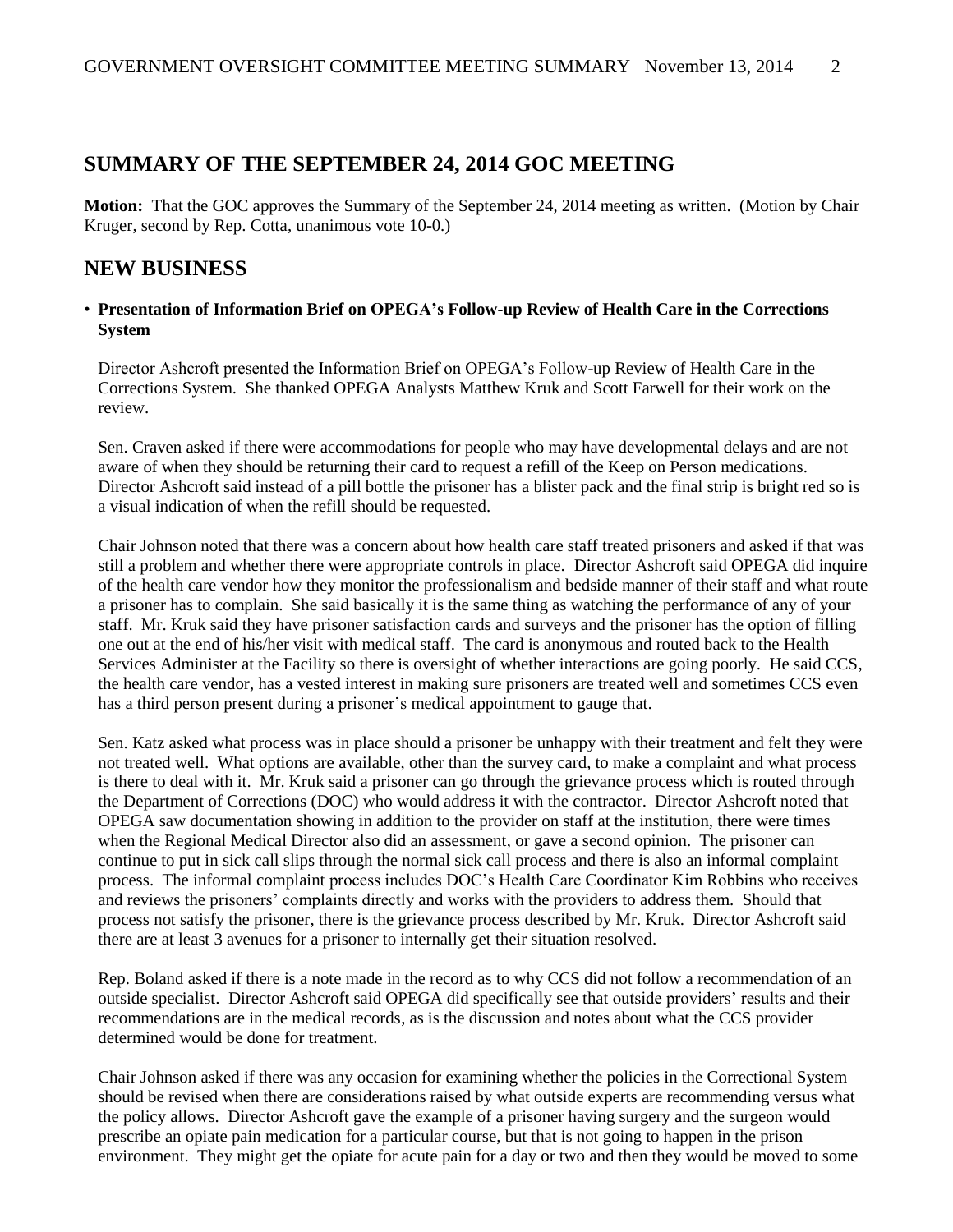## SUMMARY OF THE SEPTEMBER 24, 2014 GOC MEETING

**Motion:** That the GOC approves the Summary of the September 24, 2014 meeting as written. (Motion by Chair Kruger, second by Rep. Cotta, unanimous vote 10-0.)

## NEW BUSINESS

- **Presentation of Information Brief on OPEGA's Follow-up Review of Health Care in the Corrections System**

Director Ashcroft presented the Information Brief on OPEGA's Follow-up Review of Health Care in the Corrections System. She thanked OPEGA Analysts Matthew Kruk and Scott Farwell for their work on the review.

Sen. Craven asked if there were accommodations for people who may have developmental delays and are not aware of when they should be returning their card to request a refill of the Keep on Person medications. Director Ashcroft said instead of a pill bottle the prisoner has a blister pack and the final strip is bright red so is a visual indication of when the refill should be requested.

Chair Johnson noted that there was a concern about how health care staff treated prisoners and asked if that was still a problem and whether there were appropriate controls in place. Director Ashcroft said OPEGA did inquire of the health care vendor how they monitor the professionalism and bedside manner of their staff and what route a prisoner has to complain. She said basically it is the same thing as watching the performance of any of your staff. Mr. Kruk said they have prisoner satisfaction cards and surveys and the prisoner has the option of filling one out at the end of his/her visit with medical staff. The card is anonymous and routed back to the Health Services Administer at the Facility so there is oversight of whether interactions are going poorly. He said CCS, the health care vendor, has a vested interest in making sure prisoners are treated well and sometimes CCS even has a third person present during a prisoner's medical appointment to gauge that.

Sen. Katz asked what process was in place should a prisoner be unhappy with their treatment and felt they were not treated well. What options are available, other than the survey card, to make a complaint and what process is there to deal with it. Mr. Kruk said a prisoner can go through the grievance process which is routed through the Department of Corrections (DOC) who would address it with the contractor. Director Ashcroft noted that OPEGA saw documentation showing in addition to the provider on staff at the institution, there were times when the Regional Medical Director also did an assessment, or gave a second opinion. The prisoner can continue to put in sick call slips through the normal sick call process and there is also an informal complaint process. The informal complaint process includes DOC's Health Care Coordinator Kim Robbins who receives and reviews the prisoners' complaints directly and works with the providers to address them. Should that process not satisfy the prisoner, there is the grievance process described by Mr. Kruk. Director Ashcroft said there are at least 3 avenues for a prisoner to internally get their situation resolved.

Rep. Boland asked if there is a note made in the record as to why CCS did not follow a recommendation of an outside specialist. Director Ashcroft said OPEGA did specifically see that outside providers' results and their recommendations are in the medical records, as is the discussion and notes about what the CCS provider determined would be done for treatment.

Chair Johnson asked if there was any occasion for examining whether the policies in the Correctional System should be revised when there are considerations raised by what outside experts are recommending versus what the policy allows. Director Ashcroft gave the example of a prisoner having surgery and the surgeon would prescribe an opiate pain medication for a particular course, but that is not going to happen in the prison environment. They might get the opiate for acute pain for a day or two and then they would be moved to some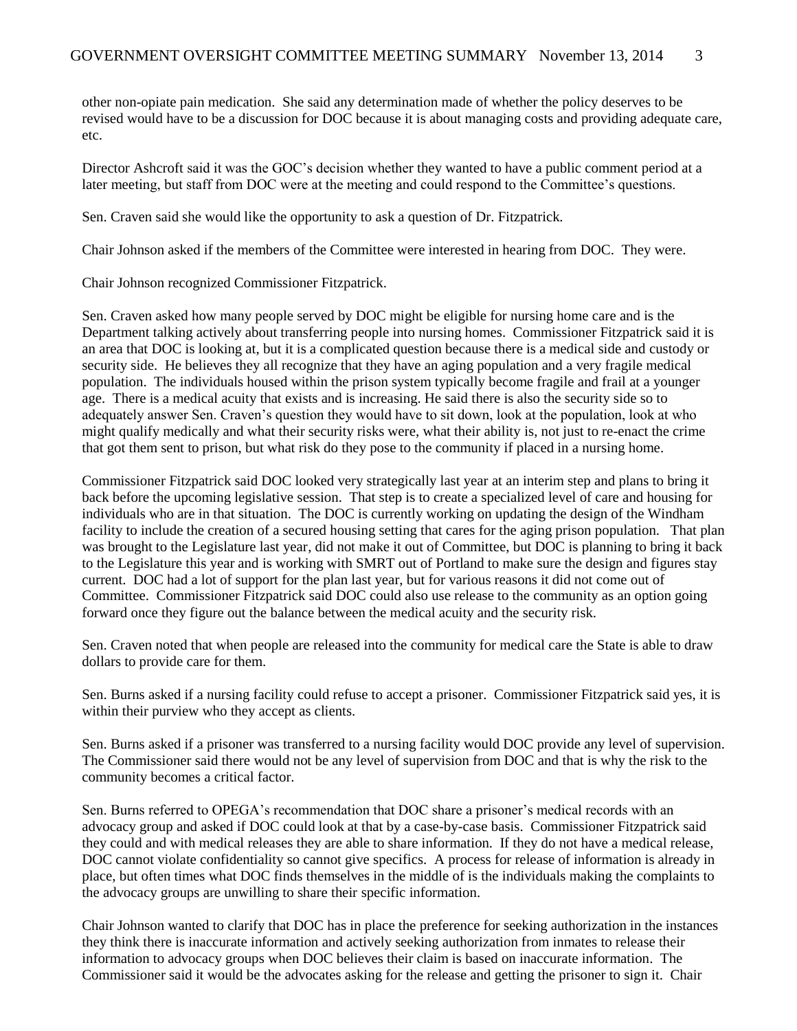other non-opiate pain medication. She said any determination made of whether the policy deserves to be revised would have to be a discussion for DOC because it is about managing costs and providing adequate care, etc.

Director Ashcroft said it was the GOC's decision whether they wanted to have a public comment period at a later meeting, but staff from DOC were at the meeting and could respond to the Committee's questions.

Sen. Craven said she would like the opportunity to ask a question of Dr. Fitzpatrick.

Chair Johnson asked if the members of the Committee were interested in hearing from DOC. They were.

Chair Johnson recognized Commissioner Fitzpatrick.

Sen. Craven asked how many people served by DOC might be eligible for nursing home care and is the Department talking actively about transferring people into nursing homes. Commissioner Fitzpatrick said it is an area that DOC is looking at, but it is a complicated question because there is a medical side and custody or security side. He believes they all recognize that they have an aging population and a very fragile medical population. The individuals housed within the prison system typically become fragile and frail at a younger age. There is a medical acuity that exists and is increasing. He said there is also the security side so to adequately answer Sen. Craven's question they would have to sit down, look at the population, look at who might qualify medically and what their security risks were, what their ability is, not just to re-enact the crime that got them sent to prison, but what risk do they pose to the community if placed in a nursing home.

Commissioner Fitzpatrick said DOC looked very strategically last year at an interim step and plans to bring it back before the upcoming legislative session. That step is to create a specialized level of care and housing for individuals who are in that situation. The DOC is currently working on updating the design of the Windham facility to include the creation of a secured housing setting that cares for the aging prison population. That plan was brought to the Legislature last year, did not make it out of Committee, but DOC is planning to bring it back to the Legislature this year and is working with SMRT out of Portland to make sure the design and figures stay current. DOC had a lot of support for the plan last year, but for various reasons it did not come out of Committee. Commissioner Fitzpatrick said DOC could also use release to the community as an option going forward once they figure out the balance between the medical acuity and the security risk.

Sen. Craven noted that when people are released into the community for medical care the State is able to draw dollars to provide care for them.

Sen. Burns asked if a nursing facility could refuse to accept a prisoner. Commissioner Fitzpatrick said yes, it is within their purview who they accept as clients.

Sen. Burns asked if a prisoner was transferred to a nursing facility would DOC provide any level of supervision. The Commissioner said there would not be any level of supervision from DOC and that is why the risk to the community becomes a critical factor.

Sen. Burns referred to OPEGA's recommendation that DOC share a prisoner's medical records with an advocacy group and asked if DOC could look at that by a case-by-case basis. Commissioner Fitzpatrick said they could and with medical releases they are able to share information. If they do not have a medical release, DOC cannot violate confidentiality so cannot give specifics. A process for release of information is already in place, but often times what DOC finds themselves in the middle of is the individuals making the complaints to the advocacy groups are unwilling to share their specific information.

Chair Johnson wanted to clarify that DOC has in place the preference for seeking authorization in the instances they think there is inaccurate information and actively seeking authorization from inmates to release their information to advocacy groups when DOC believes their claim is based on inaccurate information. The Commissioner said it would be the advocates asking for the release and getting the prisoner to sign it. Chair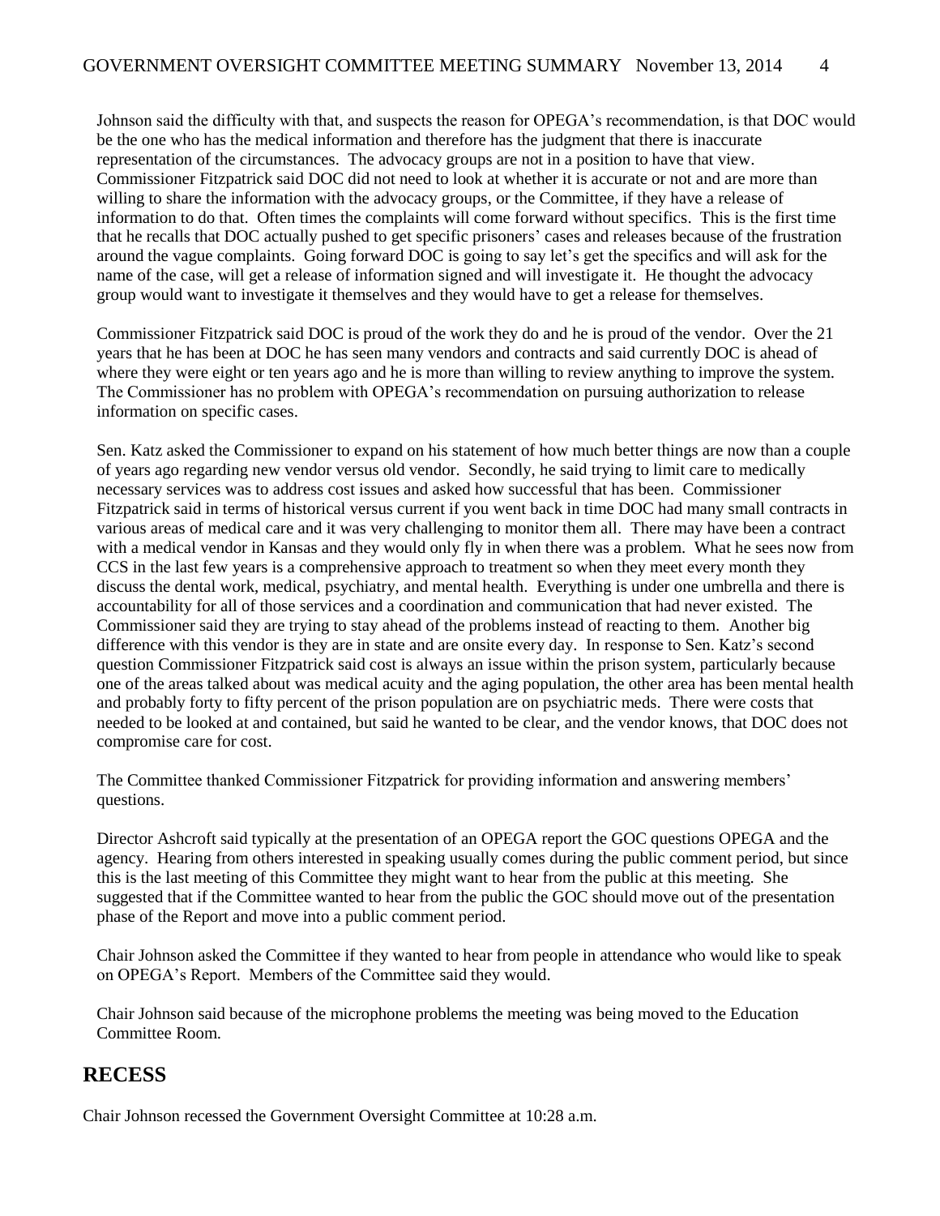Johnson said the difficulty with that, and suspects the reason for OPEGA's recommendation, is that DOC would be the one who has the medical information and therefore has the judgment that there is inaccurate representation of the circumstances. The advocacy groups are not in a position to have that view. Commissioner Fitzpatrick said DOC did not need to look at whether it is accurate or not and are more than willing to share the information with the advocacy groups, or the Committee, if they have a release of information to do that. Often times the complaints will come forward without specifics. This is the first time that he recalls that DOC actually pushed to get specific prisoners' cases and releases because of the frustration around the vague complaints. Going forward DOC is going to say let's get the specifics and will ask for the name of the case, will get a release of information signed and will investigate it. He thought the advocacy group would want to investigate it themselves and they would have to get a release for themselves.

Commissioner Fitzpatrick said DOC is proud of the work they do and he is proud of the vendor. Over the 21 years that he has been at DOC he has seen many vendors and contracts and said currently DOC is ahead of where they were eight or ten years ago and he is more than willing to review anything to improve the system. The Commissioner has no problem with OPEGA's recommendation on pursuing authorization to release information on specific cases.

Sen. Katz asked the Commissioner to expand on his statement of how much better things are now than a couple of years ago regarding new vendor versus old vendor. Secondly, he said trying to limit care to medically necessary services was to address cost issues and asked how successful that has been. Commissioner Fitzpatrick said in terms of historical versus current if you went back in time DOC had many small contracts in various areas of medical care and it was very challenging to monitor them all. There may have been a contract with a medical vendor in Kansas and they would only fly in when there was a problem. What he sees now from CCS in the last few years is a comprehensive approach to treatment so when they meet every month they discuss the dental work, medical, psychiatry, and mental health. Everything is under one umbrella and there is accountability for all of those services and a coordination and communication that had never existed. The Commissioner said they are trying to stay ahead of the problems instead of reacting to them. Another big difference with this vendor is they are in state and are onsite every day. In response to Sen. Katz's second question Commissioner Fitzpatrick said cost is always an issue within the prison system, particularly because one of the areas talked about was medical acuity and the aging population, the other area has been mental health and probably forty to fifty percent of the prison population are on psychiatric meds. There were costs that needed to be looked at and contained, but said he wanted to be clear, and the vendor knows, that DOC does not compromise care for cost.

The Committee thanked Commissioner Fitzpatrick for providing information and answering members' questions.

Director Ashcroft said typically at the presentation of an OPEGA report the GOC questions OPEGA and the agency. Hearing from others interested in speaking usually comes during the public comment period, but since this is the last meeting of this Committee they might want to hear from the public at this meeting. She suggested that if the Committee wanted to hear from the public the GOC should move out of the presentation phase of the Report and move into a public comment period.

Chair Johnson asked the Committee if they wanted to hear from people in attendance who would like to speak on OPEGA's Report. Members of the Committee said they would.

Chair Johnson said because of the microphone problems the meeting was being moved to the Education Committee Room.

## RECESS

Chair Johnson recessed the Government Oversight Committee at 10:28 a.m.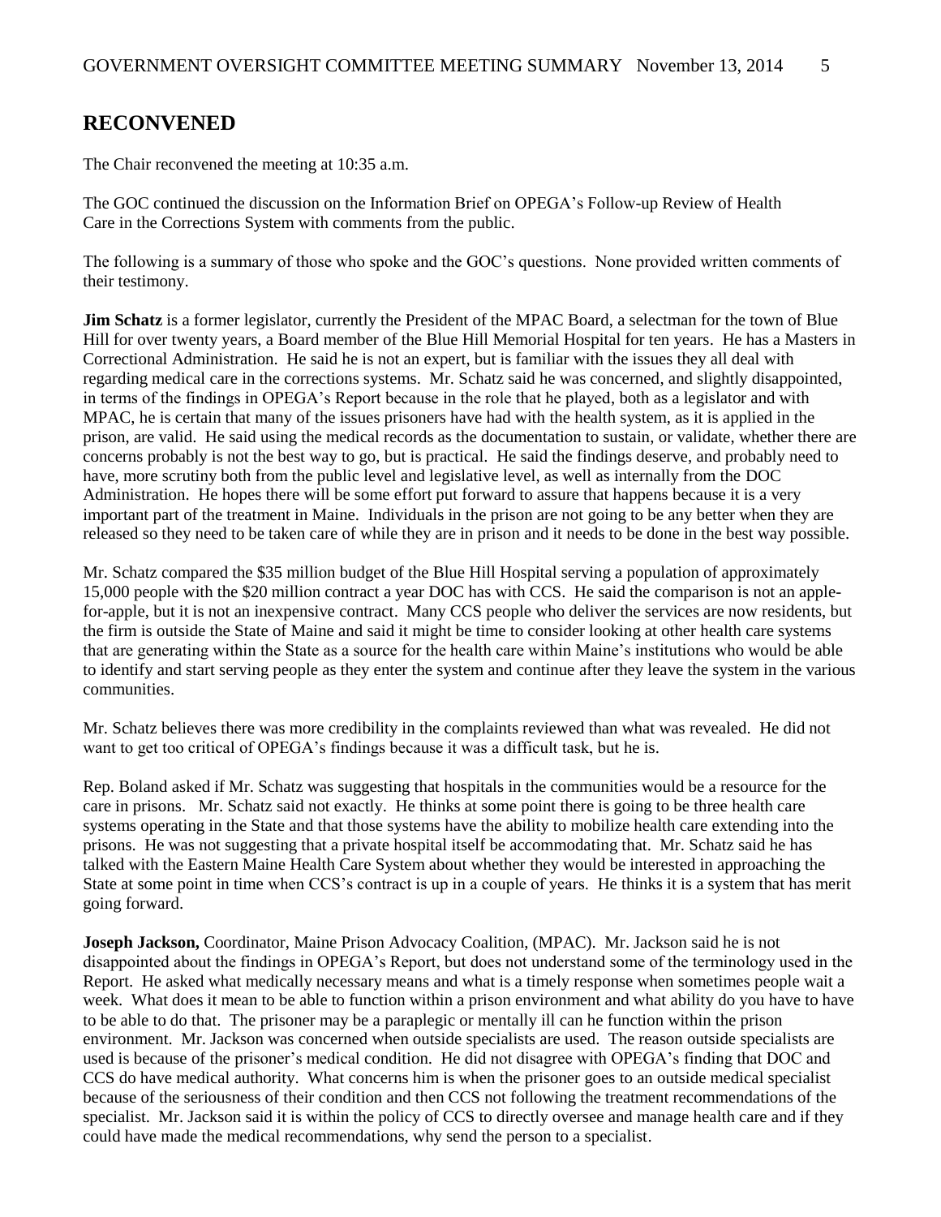## RECONVENED

The Chair reconvened the meeting at 10:35 a.m.

The GOC continued the discussion on the Information Brief on OPEGA's Follow-up Review of Health Care in the Corrections System with comments from the public.

The following is a summary of those who spoke and the GOC's questions. None provided written comments of their testimony.

**Jim Schatz** is a former legislator, currently the President of the MPAC Board, a selectman for the town of Blue Hill for over twenty years, a Board member of the Blue Hill Memorial Hospital for ten years. He has a Masters in Correctional Administration. He said he is not an expert, but is familiar with the issues they all deal with regarding medical care in the corrections systems. Mr. Schatz said he was concerned, and slightly disappointed, in terms of the findings in OPEGA's Report because in the role that he played, both as a legislator and with MPAC, he is certain that many of the issues prisoners have had with the health system, as it is applied in the prison, are valid. He said using the medical records as the documentation to sustain, or validate, whether there are concerns probably is not the best way to go, but is practical. He said the findings deserve, and probably need to have, more scrutiny both from the public level and legislative level, as well as internally from the DOC Administration. He hopes there will be some effort put forward to assure that happens because it is a very important part of the treatment in Maine. Individuals in the prison are not going to be any better when they are released so they need to be taken care of while they are in prison and it needs to be done in the best way possible.

Mr. Schatz compared the $35 million budget of the Blue Hill Hospital serving a population of approximately 15,000 people with the $20 million contract a year DOC has with CCS. He said the comparison is not an apple-for-apple, but it is not an inexpensive contract. Many CCS people who deliver the services are now residents, but the firm is outside the State of Maine and said it might be time to consider looking at other health care systems that are generating within the State as a source for the health care within Maine's institutions who would be able to identify and start serving people as they enter the system and continue after they leave the system in the various communities.

Mr. Schatz believes there was more credibility in the complaints reviewed than what was revealed. He did not want to get too critical of OPEGA's findings because it was a difficult task, but he is.

Rep. Boland asked if Mr. Schatz was suggesting that hospitals in the communities would be a resource for the care in prisons. Mr. Schatz said not exactly. He thinks at some point there is going to be three health care systems operating in the State and that those systems have the ability to mobilize health care extending into the prisons. He was not suggesting that a private hospital itself be accommodating that. Mr. Schatz said he has talked with the Eastern Maine Health Care System about whether they would be interested in approaching the State at some point in time when CCS's contract is up in a couple of years. He thinks it is a system that has merit going forward.

**Joseph Jackson,** Coordinator, Maine Prison Advocacy Coalition, (MPAC). Mr. Jackson said he is not disappointed about the findings in OPEGA's Report, but does not understand some of the terminology used in the Report. He asked what medically necessary means and what is a timely response when sometimes people wait a week. What does it mean to be able to function within a prison environment and what ability do you have to have to be able to do that. The prisoner may be a paraplegic or mentally ill can he function within the prison environment. Mr. Jackson was concerned when outside specialists are used. The reason outside specialists are used is because of the prisoner's medical condition. He did not disagree with OPEGA's finding that DOC and CCS do have medical authority. What concerns him is when the prisoner goes to an outside medical specialist because of the seriousness of their condition and then CCS not following the treatment recommendations of the specialist. Mr. Jackson said it is within the policy of CCS to directly oversee and manage health care and if they could have made the medical recommendations, why send the person to a specialist.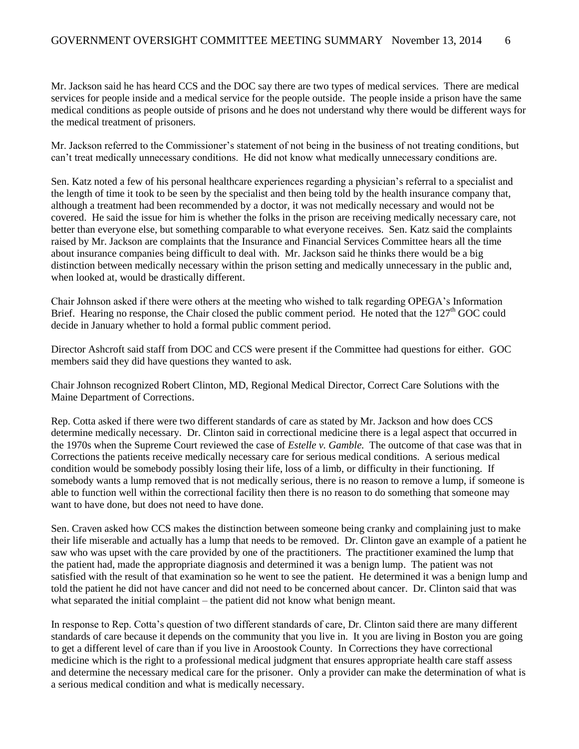Mr. Jackson said he has heard CCS and the DOC say there are two types of medical services. There are medical services for people inside and a medical service for the people outside. The people inside a prison have the same medical conditions as people outside of prisons and he does not understand why there would be different ways for the medical treatment of prisoners.

Mr. Jackson referred to the Commissioner's statement of not being in the business of not treating conditions, but can't treat medically unnecessary conditions. He did not know what medically unnecessary conditions are.

Sen. Katz noted a few of his personal healthcare experiences regarding a physician's referral to a specialist and the length of time it took to be seen by the specialist and then being told by the health insurance company that, although a treatment had been recommended by a doctor, it was not medically necessary and would not be covered. He said the issue for him is whether the folks in the prison are receiving medically necessary care, not better than everyone else, but something comparable to what everyone receives. Sen. Katz said the complaints raised by Mr. Jackson are complaints that the Insurance and Financial Services Committee hears all the time about insurance companies being difficult to deal with. Mr. Jackson said he thinks there would be a big distinction between medically necessary within the prison setting and medically unnecessary in the public and, when looked at, would be drastically different.

Chair Johnson asked if there were others at the meeting who wished to talk regarding OPEGA's Information Brief. Hearing no response, the Chair closed the public comment period. He noted that the 127th GOC could decide in January whether to hold a formal public comment period.

Director Ashcroft said staff from DOC and CCS were present if the Committee had questions for either. GOC members said they did have questions they wanted to ask.

Chair Johnson recognized Robert Clinton, MD, Regional Medical Director, Correct Care Solutions with the Maine Department of Corrections.

Rep. Cotta asked if there were two different standards of care as stated by Mr. Jackson and how does CCS determine medically necessary. Dr. Clinton said in correctional medicine there is a legal aspect that occurred in the 1970s when the Supreme Court reviewed the case of *Estelle v. Gamble.* The outcome of that case was that in Corrections the patients receive medically necessary care for serious medical conditions. A serious medical condition would be somebody possibly losing their life, loss of a limb, or difficulty in their functioning. If somebody wants a lump removed that is not medically serious, there is no reason to remove a lump, if someone is able to function well within the correctional facility then there is no reason to do something that someone may want to have done, but does not need to have done.

Sen. Craven asked how CCS makes the distinction between someone being cranky and complaining just to make their life miserable and actually has a lump that needs to be removed. Dr. Clinton gave an example of a patient he saw who was upset with the care provided by one of the practitioners. The practitioner examined the lump that the patient had, made the appropriate diagnosis and determined it was a benign lump. The patient was not satisfied with the result of that examination so he went to see the patient. He determined it was a benign lump and told the patient he did not have cancer and did not need to be concerned about cancer. Dr. Clinton said that was what separated the initial complaint – the patient did not know what benign meant.

In response to Rep. Cotta's question of two different standards of care, Dr. Clinton said there are many different standards of care because it depends on the community that you live in. It you are living in Boston you are going to get a different level of care than if you live in Aroostook County. In Corrections they have correctional medicine which is the right to a professional medical judgment that ensures appropriate health care staff assess and determine the necessary medical care for the prisoner. Only a provider can make the determination of what is a serious medical condition and what is medically necessary.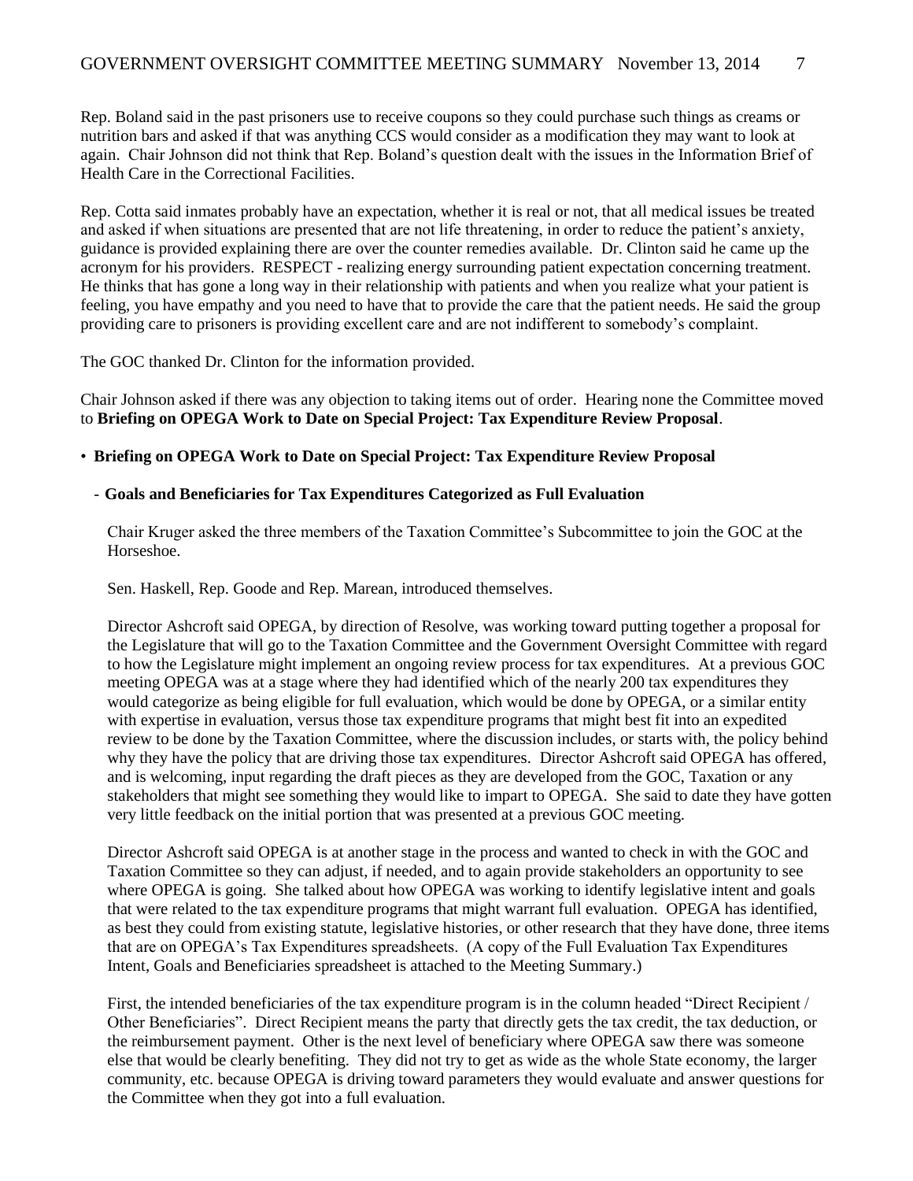Rep. Boland said in the past prisoners use to receive coupons so they could purchase such things as creams or nutrition bars and asked if that was anything CCS would consider as a modification they may want to look at again. Chair Johnson did not think that Rep. Boland's question dealt with the issues in the Information Brief of Health Care in the Correctional Facilities.

Rep. Cotta said inmates probably have an expectation, whether it is real or not, that all medical issues be treated and asked if when situations are presented that are not life threatening, in order to reduce the patient's anxiety, guidance is provided explaining there are over the counter remedies available. Dr. Clinton said he came up the acronym for his providers. RESPECT - realizing energy surrounding patient expectation concerning treatment. He thinks that has gone a long way in their relationship with patients and when you realize what your patient is feeling, you have empathy and you need to have that to provide the care that the patient needs. He said the group providing care to prisoners is providing excellent care and are not indifferent to somebody's complaint.

The GOC thanked Dr. Clinton for the information provided.

Chair Johnson asked if there was any objection to taking items out of order. Hearing none the Committee moved to **Briefing on OPEGA Work to Date on Special Project: Tax Expenditure Review Proposal**.

- **Briefing on OPEGA Work to Date on Special Project: Tax Expenditure Review Proposal**

  - **Goals and Beneficiaries for Tax Expenditures Categorized as Full Evaluation**

Chair Kruger asked the three members of the Taxation Committee's Subcommittee to join the GOC at the Horseshoe.

Sen. Haskell, Rep. Goode and Rep. Marean, introduced themselves.

Director Ashcroft said OPEGA, by direction of Resolve, was working toward putting together a proposal for the Legislature that will go to the Taxation Committee and the Government Oversight Committee with regard to how the Legislature might implement an ongoing review process for tax expenditures. At a previous GOC meeting OPEGA was at a stage where they had identified which of the nearly 200 tax expenditures they would categorize as being eligible for full evaluation, which would be done by OPEGA, or a similar entity with expertise in evaluation, versus those tax expenditure programs that might best fit into an expedited review to be done by the Taxation Committee, where the discussion includes, or starts with, the policy behind why they have the policy that are driving those tax expenditures. Director Ashcroft said OPEGA has offered, and is welcoming, input regarding the draft pieces as they are developed from the GOC, Taxation or any stakeholders that might see something they would like to impart to OPEGA. She said to date they have gotten very little feedback on the initial portion that was presented at a previous GOC meeting.

Director Ashcroft said OPEGA is at another stage in the process and wanted to check in with the GOC and Taxation Committee so they can adjust, if needed, and to again provide stakeholders an opportunity to see where OPEGA is going. She talked about how OPEGA was working to identify legislative intent and goals that were related to the tax expenditure programs that might warrant full evaluation. OPEGA has identified, as best they could from existing statute, legislative histories, or other research that they have done, three items that are on OPEGA's Tax Expenditures spreadsheets. (A copy of the Full Evaluation Tax Expenditures Intent, Goals and Beneficiaries spreadsheet is attached to the Meeting Summary.)

First, the intended beneficiaries of the tax expenditure program is in the column headed "Direct Recipient / Other Beneficiaries". Direct Recipient means the party that directly gets the tax credit, the tax deduction, or the reimbursement payment. Other is the next level of beneficiary where OPEGA saw there was someone else that would be clearly benefiting. They did not try to get as wide as the whole State economy, the larger community, etc. because OPEGA is driving toward parameters they would evaluate and answer questions for the Committee when they got into a full evaluation.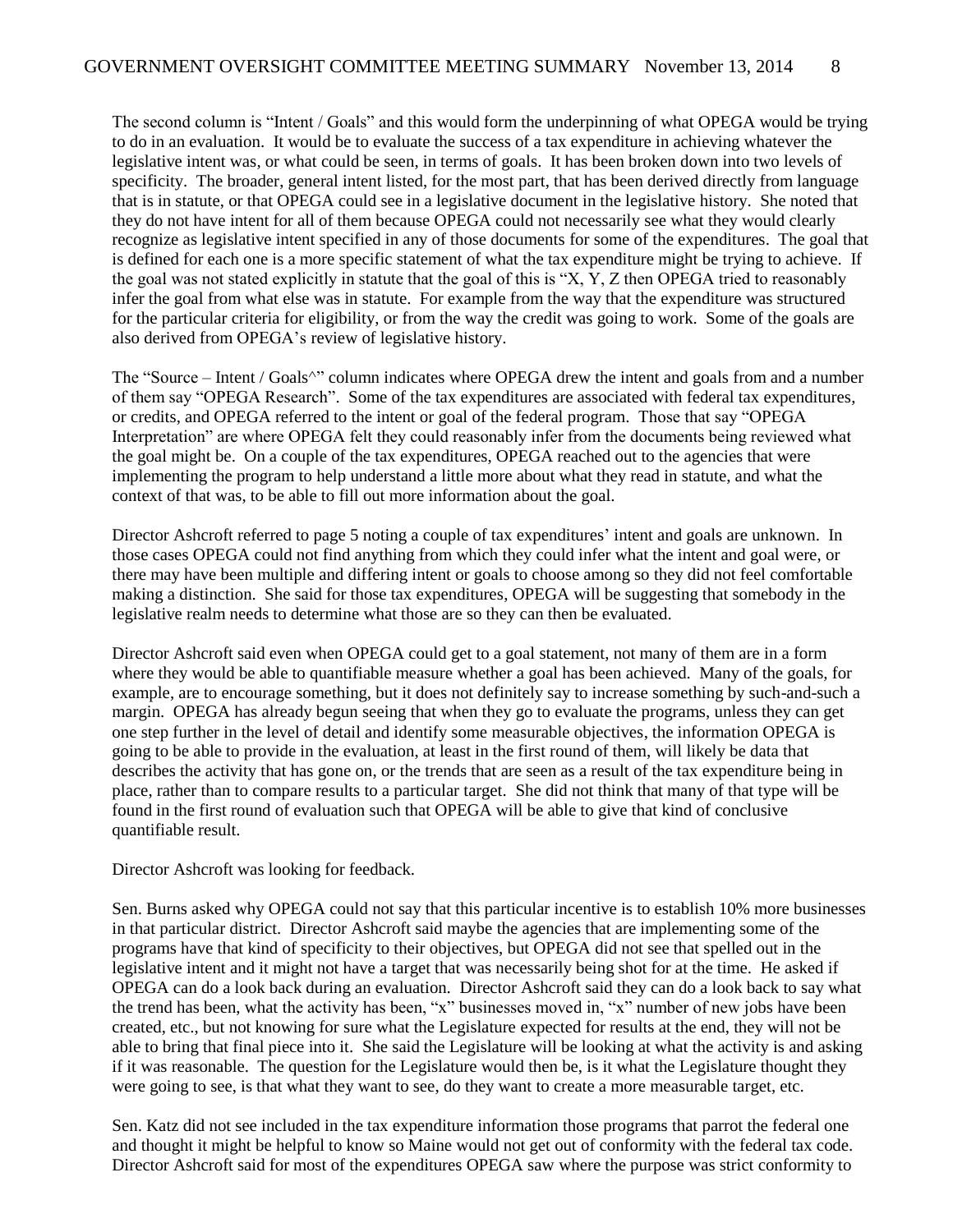The second column is "Intent / Goals" and this would form the underpinning of what OPEGA would be trying to do in an evaluation. It would be to evaluate the success of a tax expenditure in achieving whatever the legislative intent was, or what could be seen, in terms of goals. It has been broken down into two levels of specificity. The broader, general intent listed, for the most part, that has been derived directly from language that is in statute, or that OPEGA could see in a legislative document in the legislative history. She noted that they do not have intent for all of them because OPEGA could not necessarily see what they would clearly recognize as legislative intent specified in any of those documents for some of the expenditures. The goal that is defined for each one is a more specific statement of what the tax expenditure might be trying to achieve. If the goal was not stated explicitly in statute that the goal of this is "X, Y, Z then OPEGA tried to reasonably infer the goal from what else was in statute. For example from the way that the expenditure was structured for the particular criteria for eligibility, or from the way the credit was going to work. Some of the goals are also derived from OPEGA's review of legislative history.

The "Source – Intent / Goals^" column indicates where OPEGA drew the intent and goals from and a number of them say "OPEGA Research". Some of the tax expenditures are associated with federal tax expenditures, or credits, and OPEGA referred to the intent or goal of the federal program. Those that say "OPEGA Interpretation" are where OPEGA felt they could reasonably infer from the documents being reviewed what the goal might be. On a couple of the tax expenditures, OPEGA reached out to the agencies that were implementing the program to help understand a little more about what they read in statute, and what the context of that was, to be able to fill out more information about the goal.

Director Ashcroft referred to page 5 noting a couple of tax expenditures' intent and goals are unknown. In those cases OPEGA could not find anything from which they could infer what the intent and goal were, or there may have been multiple and differing intent or goals to choose among so they did not feel comfortable making a distinction. She said for those tax expenditures, OPEGA will be suggesting that somebody in the legislative realm needs to determine what those are so they can then be evaluated.

Director Ashcroft said even when OPEGA could get to a goal statement, not many of them are in a form where they would be able to quantifiable measure whether a goal has been achieved. Many of the goals, for example, are to encourage something, but it does not definitely say to increase something by such-and-such a margin. OPEGA has already begun seeing that when they go to evaluate the programs, unless they can get one step further in the level of detail and identify some measurable objectives, the information OPEGA is going to be able to provide in the evaluation, at least in the first round of them, will likely be data that describes the activity that has gone on, or the trends that are seen as a result of the tax expenditure being in place, rather than to compare results to a particular target. She did not think that many of that type will be found in the first round of evaluation such that OPEGA will be able to give that kind of conclusive quantifiable result.

Director Ashcroft was looking for feedback.

Sen. Burns asked why OPEGA could not say that this particular incentive is to establish 10% more businesses in that particular district. Director Ashcroft said maybe the agencies that are implementing some of the programs have that kind of specificity to their objectives, but OPEGA did not see that spelled out in the legislative intent and it might not have a target that was necessarily being shot for at the time. He asked if OPEGA can do a look back during an evaluation. Director Ashcroft said they can do a look back to say what the trend has been, what the activity has been, "x" businesses moved in, "x" number of new jobs have been created, etc., but not knowing for sure what the Legislature expected for results at the end, they will not be able to bring that final piece into it. She said the Legislature will be looking at what the activity is and asking if it was reasonable. The question for the Legislature would then be, is it what the Legislature thought they were going to see, is that what they want to see, do they want to create a more measurable target, etc.

Sen. Katz did not see included in the tax expenditure information those programs that parrot the federal one and thought it might be helpful to know so Maine would not get out of conformity with the federal tax code. Director Ashcroft said for most of the expenditures OPEGA saw where the purpose was strict conformity to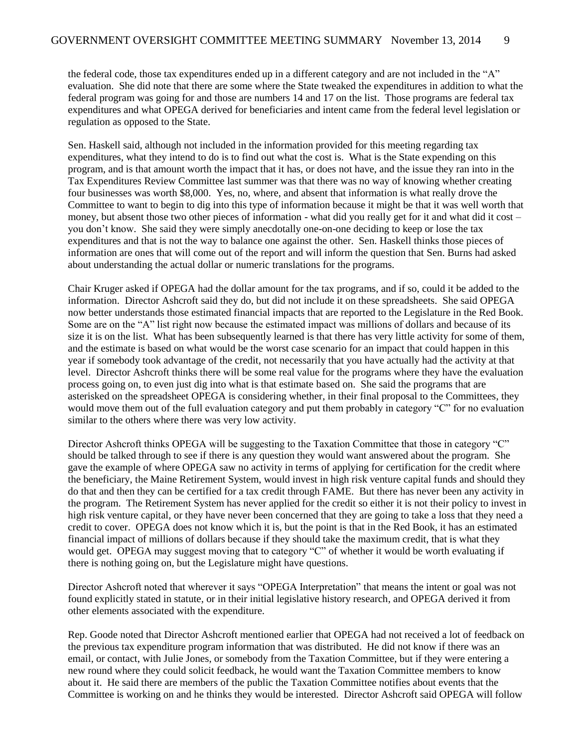the federal code, those tax expenditures ended up in a different category and are not included in the "A" evaluation. She did note that there are some where the State tweaked the expenditures in addition to what the federal program was going for and those are numbers 14 and 17 on the list. Those programs are federal tax expenditures and what OPEGA derived for beneficiaries and intent came from the federal level legislation or regulation as opposed to the State.

Sen. Haskell said, although not included in the information provided for this meeting regarding tax expenditures, what they intend to do is to find out what the cost is. What is the State expending on this program, and is that amount worth the impact that it has, or does not have, and the issue they ran into in the Tax Expenditures Review Committee last summer was that there was no way of knowing whether creating four businesses was worth $8,000. Yes, no, where, and absent that information is what really drove the Committee to want to begin to dig into this type of information because it might be that it was well worth that money, but absent those two other pieces of information - what did you really get for it and what did it cost – you don't know. She said they were simply anecdotally one-on-one deciding to keep or lose the tax expenditures and that is not the way to balance one against the other. Sen. Haskell thinks those pieces of information are ones that will come out of the report and will inform the question that Sen. Burns had asked about understanding the actual dollar or numeric translations for the programs.

Chair Kruger asked if OPEGA had the dollar amount for the tax programs, and if so, could it be added to the information. Director Ashcroft said they do, but did not include it on these spreadsheets. She said OPEGA now better understands those estimated financial impacts that are reported to the Legislature in the Red Book. Some are on the "A" list right now because the estimated impact was millions of dollars and because of its size it is on the list. What has been subsequently learned is that there has very little activity for some of them, and the estimate is based on what would be the worst case scenario for an impact that could happen in this year if somebody took advantage of the credit, not necessarily that you have actually had the activity at that level. Director Ashcroft thinks there will be some real value for the programs where they have the evaluation process going on, to even just dig into what is that estimate based on. She said the programs that are asterisked on the spreadsheet OPEGA is considering whether, in their final proposal to the Committees, they would move them out of the full evaluation category and put them probably in category "C" for no evaluation similar to the others where there was very low activity.

Director Ashcroft thinks OPEGA will be suggesting to the Taxation Committee that those in category "C" should be talked through to see if there is any question they would want answered about the program. She gave the example of where OPEGA saw no activity in terms of applying for certification for the credit where the beneficiary, the Maine Retirement System, would invest in high risk venture capital funds and should they do that and then they can be certified for a tax credit through FAME. But there has never been any activity in the program. The Retirement System has never applied for the credit so either it is not their policy to invest in high risk venture capital, or they have never been concerned that they are going to take a loss that they need a credit to cover. OPEGA does not know which it is, but the point is that in the Red Book, it has an estimated financial impact of millions of dollars because if they should take the maximum credit, that is what they would get. OPEGA may suggest moving that to category "C" of whether it would be worth evaluating if there is nothing going on, but the Legislature might have questions.

Director Ashcroft noted that wherever it says "OPEGA Interpretation" that means the intent or goal was not found explicitly stated in statute, or in their initial legislative history research, and OPEGA derived it from other elements associated with the expenditure.

Rep. Goode noted that Director Ashcroft mentioned earlier that OPEGA had not received a lot of feedback on the previous tax expenditure program information that was distributed. He did not know if there was an email, or contact, with Julie Jones, or somebody from the Taxation Committee, but if they were entering a new round where they could solicit feedback, he would want the Taxation Committee members to know about it. He said there are members of the public the Taxation Committee notifies about events that the Committee is working on and he thinks they would be interested. Director Ashcroft said OPEGA will follow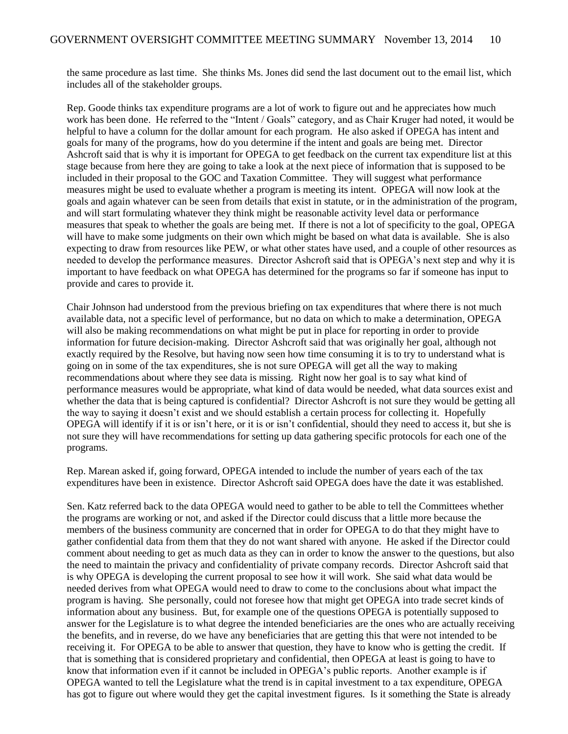the same procedure as last time. She thinks Ms. Jones did send the last document out to the email list, which includes all of the stakeholder groups.

Rep. Goode thinks tax expenditure programs are a lot of work to figure out and he appreciates how much work has been done. He referred to the "Intent / Goals" category, and as Chair Kruger had noted, it would be helpful to have a column for the dollar amount for each program. He also asked if OPEGA has intent and goals for many of the programs, how do you determine if the intent and goals are being met. Director Ashcroft said that is why it is important for OPEGA to get feedback on the current tax expenditure list at this stage because from here they are going to take a look at the next piece of information that is supposed to be included in their proposal to the GOC and Taxation Committee. They will suggest what performance measures might be used to evaluate whether a program is meeting its intent. OPEGA will now look at the goals and again whatever can be seen from details that exist in statute, or in the administration of the program, and will start formulating whatever they think might be reasonable activity level data or performance measures that speak to whether the goals are being met. If there is not a lot of specificity to the goal, OPEGA will have to make some judgments on their own which might be based on what data is available. She is also expecting to draw from resources like PEW, or what other states have used, and a couple of other resources as needed to develop the performance measures. Director Ashcroft said that is OPEGA's next step and why it is important to have feedback on what OPEGA has determined for the programs so far if someone has input to provide and cares to provide it.

Chair Johnson had understood from the previous briefing on tax expenditures that where there is not much available data, not a specific level of performance, but no data on which to make a determination, OPEGA will also be making recommendations on what might be put in place for reporting in order to provide information for future decision-making. Director Ashcroft said that was originally her goal, although not exactly required by the Resolve, but having now seen how time consuming it is to try to understand what is going on in some of the tax expenditures, she is not sure OPEGA will get all the way to making recommendations about where they see data is missing. Right now her goal is to say what kind of performance measures would be appropriate, what kind of data would be needed, what data sources exist and whether the data that is being captured is confidential? Director Ashcroft is not sure they would be getting all the way to saying it doesn't exist and we should establish a certain process for collecting it. Hopefully OPEGA will identify if it is or isn't here, or it is or isn't confidential, should they need to access it, but she is not sure they will have recommendations for setting up data gathering specific protocols for each one of the programs.

Rep. Marean asked if, going forward, OPEGA intended to include the number of years each of the tax expenditures have been in existence. Director Ashcroft said OPEGA does have the date it was established.

Sen. Katz referred back to the data OPEGA would need to gather to be able to tell the Committees whether the programs are working or not, and asked if the Director could discuss that a little more because the members of the business community are concerned that in order for OPEGA to do that they might have to gather confidential data from them that they do not want shared with anyone. He asked if the Director could comment about needing to get as much data as they can in order to know the answer to the questions, but also the need to maintain the privacy and confidentiality of private company records. Director Ashcroft said that is why OPEGA is developing the current proposal to see how it will work. She said what data would be needed derives from what OPEGA would need to draw to come to the conclusions about what impact the program is having. She personally, could not foresee how that might get OPEGA into trade secret kinds of information about any business. But, for example one of the questions OPEGA is potentially supposed to answer for the Legislature is to what degree the intended beneficiaries are the ones who are actually receiving the benefits, and in reverse, do we have any beneficiaries that are getting this that were not intended to be receiving it. For OPEGA to be able to answer that question, they have to know who is getting the credit. If that is something that is considered proprietary and confidential, then OPEGA at least is going to have to know that information even if it cannot be included in OPEGA's public reports. Another example is if OPEGA wanted to tell the Legislature what the trend is in capital investment to a tax expenditure, OPEGA has got to figure out where would they get the capital investment figures. Is it something the State is already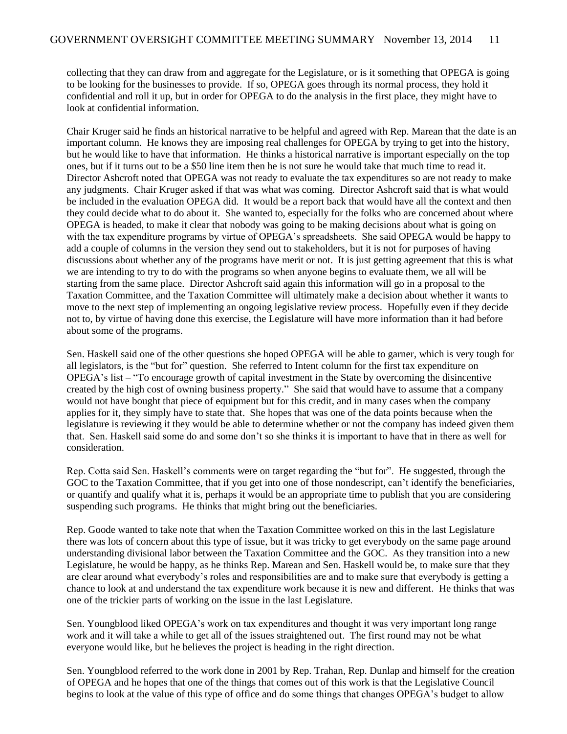collecting that they can draw from and aggregate for the Legislature, or is it something that OPEGA is going to be looking for the businesses to provide. If so, OPEGA goes through its normal process, they hold it confidential and roll it up, but in order for OPEGA to do the analysis in the first place, they might have to look at confidential information.

Chair Kruger said he finds an historical narrative to be helpful and agreed with Rep. Marean that the date is an important column. He knows they are imposing real challenges for OPEGA by trying to get into the history, but he would like to have that information. He thinks a historical narrative is important especially on the top ones, but if it turns out to be a $50 line item then he is not sure he would take that much time to read it. Director Ashcroft noted that OPEGA was not ready to evaluate the tax expenditures so are not ready to make any judgments. Chair Kruger asked if that was what was coming. Director Ashcroft said that is what would be included in the evaluation OPEGA did. It would be a report back that would have all the context and then they could decide what to do about it. She wanted to, especially for the folks who are concerned about where OPEGA is headed, to make it clear that nobody was going to be making decisions about what is going on with the tax expenditure programs by virtue of OPEGA's spreadsheets. She said OPEGA would be happy to add a couple of columns in the version they send out to stakeholders, but it is not for purposes of having discussions about whether any of the programs have merit or not. It is just getting agreement that this is what we are intending to try to do with the programs so when anyone begins to evaluate them, we all will be starting from the same place. Director Ashcroft said again this information will go in a proposal to the Taxation Committee, and the Taxation Committee will ultimately make a decision about whether it wants to move to the next step of implementing an ongoing legislative review process. Hopefully even if they decide not to, by virtue of having done this exercise, the Legislature will have more information than it had before about some of the programs.

Sen. Haskell said one of the other questions she hoped OPEGA will be able to garner, which is very tough for all legislators, is the "but for" question. She referred to Intent column for the first tax expenditure on OPEGA's list – "To encourage growth of capital investment in the State by overcoming the disincentive created by the high cost of owning business property." She said that would have to assume that a company would not have bought that piece of equipment but for this credit, and in many cases when the company applies for it, they simply have to state that. She hopes that was one of the data points because when the legislature is reviewing it they would be able to determine whether or not the company has indeed given them that. Sen. Haskell said some do and some don't so she thinks it is important to have that in there as well for consideration.

Rep. Cotta said Sen. Haskell's comments were on target regarding the "but for". He suggested, through the GOC to the Taxation Committee, that if you get into one of those nondescript, can't identify the beneficiaries, or quantify and qualify what it is, perhaps it would be an appropriate time to publish that you are considering suspending such programs. He thinks that might bring out the beneficiaries.

Rep. Goode wanted to take note that when the Taxation Committee worked on this in the last Legislature there was lots of concern about this type of issue, but it was tricky to get everybody on the same page around understanding divisional labor between the Taxation Committee and the GOC. As they transition into a new Legislature, he would be happy, as he thinks Rep. Marean and Sen. Haskell would be, to make sure that they are clear around what everybody's roles and responsibilities are and to make sure that everybody is getting a chance to look at and understand the tax expenditure work because it is new and different. He thinks that was one of the trickier parts of working on the issue in the last Legislature.

Sen. Youngblood liked OPEGA's work on tax expenditures and thought it was very important long range work and it will take a while to get all of the issues straightened out. The first round may not be what everyone would like, but he believes the project is heading in the right direction.

Sen. Youngblood referred to the work done in 2001 by Rep. Trahan, Rep. Dunlap and himself for the creation of OPEGA and he hopes that one of the things that comes out of this work is that the Legislative Council begins to look at the value of this type of office and do some things that changes OPEGA's budget to allow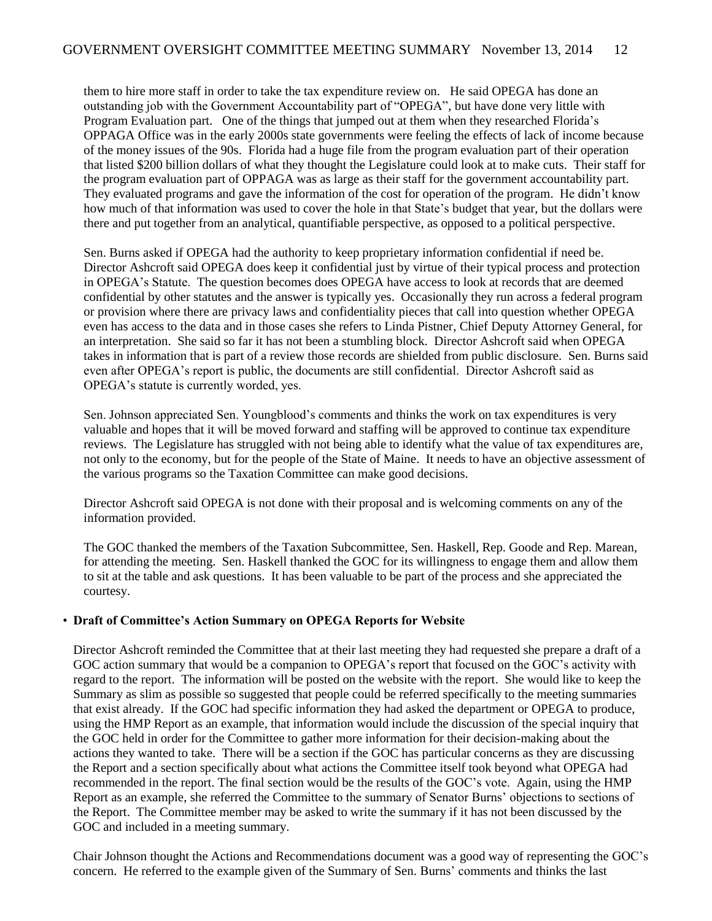them to hire more staff in order to take the tax expenditure review on. He said OPEGA has done an outstanding job with the Government Accountability part of "OPEGA", but have done very little with Program Evaluation part. One of the things that jumped out at them when they researched Florida's OPPAGA Office was in the early 2000s state governments were feeling the effects of lack of income because of the money issues of the 90s. Florida had a huge file from the program evaluation part of their operation that listed $200 billion dollars of what they thought the Legislature could look at to make cuts. Their staff for the program evaluation part of OPPAGA was as large as their staff for the government accountability part. They evaluated programs and gave the information of the cost for operation of the program. He didn't know how much of that information was used to cover the hole in that State's budget that year, but the dollars were there and put together from an analytical, quantifiable perspective, as opposed to a political perspective.

Sen. Burns asked if OPEGA had the authority to keep proprietary information confidential if need be. Director Ashcroft said OPEGA does keep it confidential just by virtue of their typical process and protection in OPEGA's Statute. The question becomes does OPEGA have access to look at records that are deemed confidential by other statutes and the answer is typically yes. Occasionally they run across a federal program or provision where there are privacy laws and confidentiality pieces that call into question whether OPEGA even has access to the data and in those cases she refers to Linda Pistner, Chief Deputy Attorney General, for an interpretation. She said so far it has not been a stumbling block. Director Ashcroft said when OPEGA takes in information that is part of a review those records are shielded from public disclosure. Sen. Burns said even after OPEGA's report is public, the documents are still confidential. Director Ashcroft said as OPEGA's statute is currently worded, yes.

Sen. Johnson appreciated Sen. Youngblood's comments and thinks the work on tax expenditures is very valuable and hopes that it will be moved forward and staffing will be approved to continue tax expenditure reviews. The Legislature has struggled with not being able to identify what the value of tax expenditures are, not only to the economy, but for the people of the State of Maine. It needs to have an objective assessment of the various programs so the Taxation Committee can make good decisions.

Director Ashcroft said OPEGA is not done with their proposal and is welcoming comments on any of the information provided.

The GOC thanked the members of the Taxation Subcommittee, Sen. Haskell, Rep. Goode and Rep. Marean, for attending the meeting. Sen. Haskell thanked the GOC for its willingness to engage them and allow them to sit at the table and ask questions. It has been valuable to be part of the process and she appreciated the courtesy.

- **Draft of Committee's Action Summary on OPEGA Reports for Website**

Director Ashcroft reminded the Committee that at their last meeting they had requested she prepare a draft of a GOC action summary that would be a companion to OPEGA's report that focused on the GOC's activity with regard to the report. The information will be posted on the website with the report. She would like to keep the Summary as slim as possible so suggested that people could be referred specifically to the meeting summaries that exist already. If the GOC had specific information they had asked the department or OPEGA to produce, using the HMP Report as an example, that information would include the discussion of the special inquiry that the GOC held in order for the Committee to gather more information for their decision-making about the actions they wanted to take. There will be a section if the GOC has particular concerns as they are discussing the Report and a section specifically about what actions the Committee itself took beyond what OPEGA had recommended in the report. The final section would be the results of the GOC's vote. Again, using the HMP Report as an example, she referred the Committee to the summary of Senator Burns' objections to sections of the Report. The Committee member may be asked to write the summary if it has not been discussed by the GOC and included in a meeting summary.

Chair Johnson thought the Actions and Recommendations document was a good way of representing the GOC's concern. He referred to the example given of the Summary of Sen. Burns' comments and thinks the last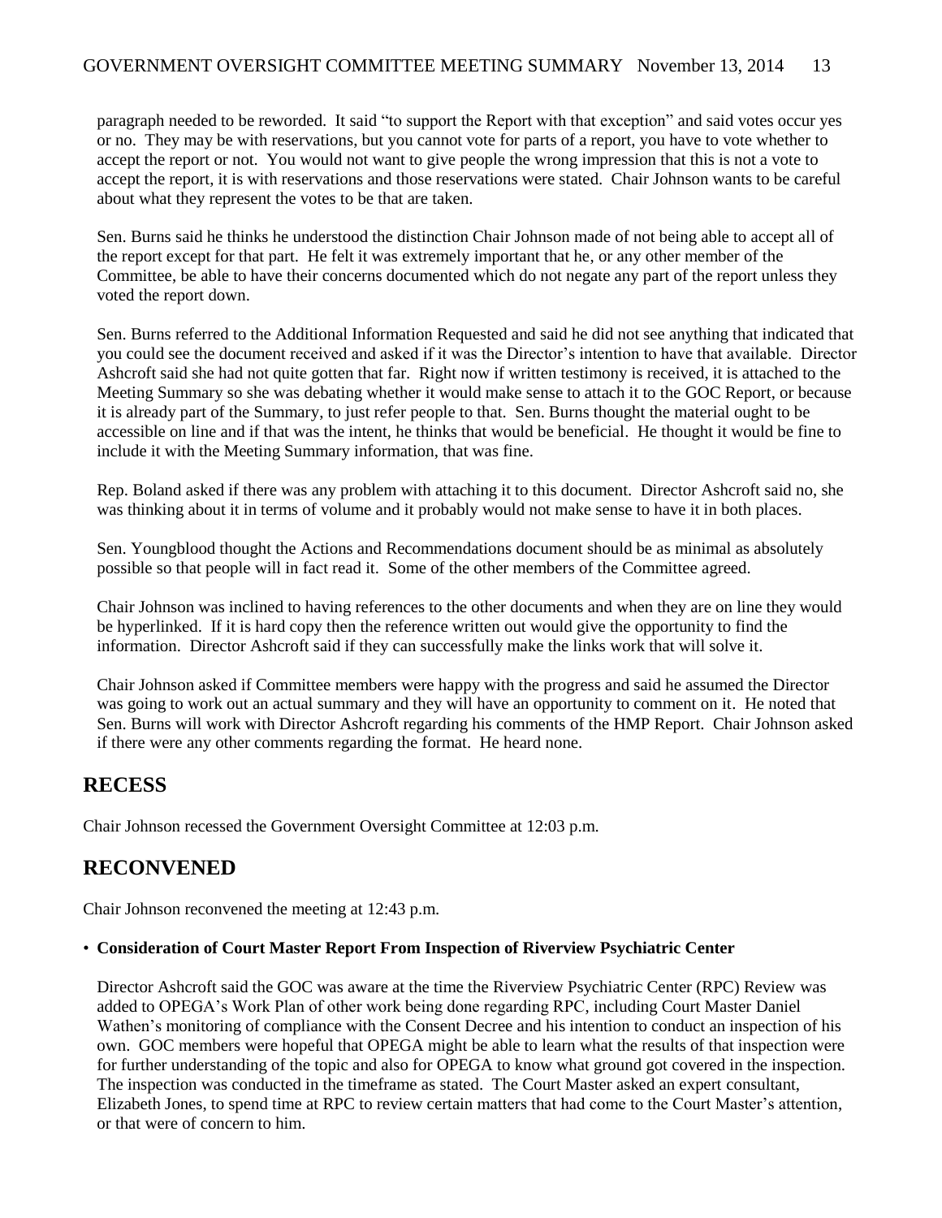paragraph needed to be reworded. It said "to support the Report with that exception" and said votes occur yes or no. They may be with reservations, but you cannot vote for parts of a report, you have to vote whether to accept the report or not. You would not want to give people the wrong impression that this is not a vote to accept the report, it is with reservations and those reservations were stated. Chair Johnson wants to be careful about what they represent the votes to be that are taken.

Sen. Burns said he thinks he understood the distinction Chair Johnson made of not being able to accept all of the report except for that part. He felt it was extremely important that he, or any other member of the Committee, be able to have their concerns documented which do not negate any part of the report unless they voted the report down.

Sen. Burns referred to the Additional Information Requested and said he did not see anything that indicated that you could see the document received and asked if it was the Director's intention to have that available. Director Ashcroft said she had not quite gotten that far. Right now if written testimony is received, it is attached to the Meeting Summary so she was debating whether it would make sense to attach it to the GOC Report, or because it is already part of the Summary, to just refer people to that. Sen. Burns thought the material ought to be accessible on line and if that was the intent, he thinks that would be beneficial. He thought it would be fine to include it with the Meeting Summary information, that was fine.

Rep. Boland asked if there was any problem with attaching it to this document. Director Ashcroft said no, she was thinking about it in terms of volume and it probably would not make sense to have it in both places.

Sen. Youngblood thought the Actions and Recommendations document should be as minimal as absolutely possible so that people will in fact read it. Some of the other members of the Committee agreed.

Chair Johnson was inclined to having references to the other documents and when they are on line they would be hyperlinked. If it is hard copy then the reference written out would give the opportunity to find the information. Director Ashcroft said if they can successfully make the links work that will solve it.

Chair Johnson asked if Committee members were happy with the progress and said he assumed the Director was going to work out an actual summary and they will have an opportunity to comment on it. He noted that Sen. Burns will work with Director Ashcroft regarding his comments of the HMP Report. Chair Johnson asked if there were any other comments regarding the format. He heard none.

## RECESS

Chair Johnson recessed the Government Oversight Committee at 12:03 p.m.

## RECONVENED

Chair Johnson reconvened the meeting at 12:43 p.m.

- **Consideration of Court Master Report From Inspection of Riverview Psychiatric Center**

Director Ashcroft said the GOC was aware at the time the Riverview Psychiatric Center (RPC) Review was added to OPEGA's Work Plan of other work being done regarding RPC, including Court Master Daniel Wathen's monitoring of compliance with the Consent Decree and his intention to conduct an inspection of his own. GOC members were hopeful that OPEGA might be able to learn what the results of that inspection were for further understanding of the topic and also for OPEGA to know what ground got covered in the inspection. The inspection was conducted in the timeframe as stated. The Court Master asked an expert consultant, Elizabeth Jones, to spend time at RPC to review certain matters that had come to the Court Master's attention, or that were of concern to him.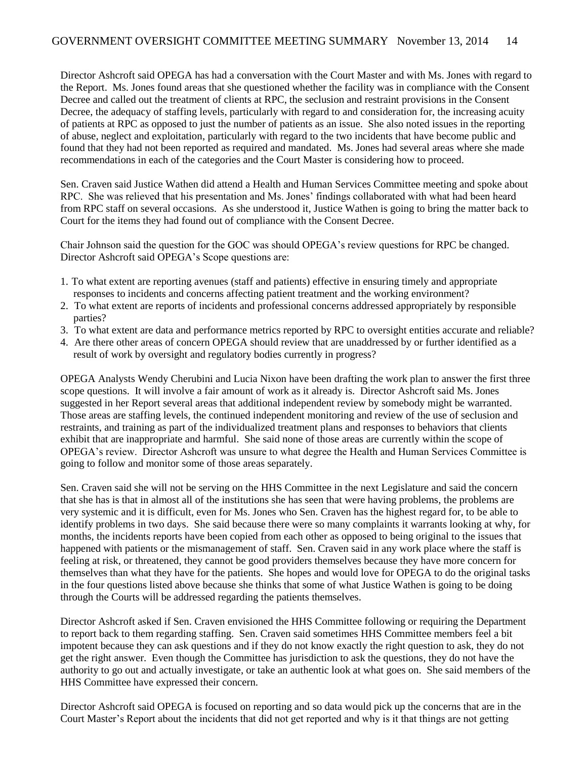Director Ashcroft said OPEGA has had a conversation with the Court Master and with Ms. Jones with regard to the Report. Ms. Jones found areas that she questioned whether the facility was in compliance with the Consent Decree and called out the treatment of clients at RPC, the seclusion and restraint provisions in the Consent Decree, the adequacy of staffing levels, particularly with regard to and consideration for, the increasing acuity of patients at RPC as opposed to just the number of patients as an issue. She also noted issues in the reporting of abuse, neglect and exploitation, particularly with regard to the two incidents that have become public and found that they had not been reported as required and mandated. Ms. Jones had several areas where she made recommendations in each of the categories and the Court Master is considering how to proceed.

Sen. Craven said Justice Wathen did attend a Health and Human Services Committee meeting and spoke about RPC. She was relieved that his presentation and Ms. Jones' findings collaborated with what had been heard from RPC staff on several occasions. As she understood it, Justice Wathen is going to bring the matter back to Court for the items they had found out of compliance with the Consent Decree.

Chair Johnson said the question for the GOC was should OPEGA's review questions for RPC be changed. Director Ashcroft said OPEGA's Scope questions are:

1. To what extent are reporting avenues (staff and patients) effective in ensuring timely and appropriate responses to incidents and concerns affecting patient treatment and the working environment?
2. To what extent are reports of incidents and professional concerns addressed appropriately by responsible parties?
3. To what extent are data and performance metrics reported by RPC to oversight entities accurate and reliable?
4. Are there other areas of concern OPEGA should review that are unaddressed by or further identified as a result of work by oversight and regulatory bodies currently in progress?

OPEGA Analysts Wendy Cherubini and Lucia Nixon have been drafting the work plan to answer the first three scope questions. It will involve a fair amount of work as it already is. Director Ashcroft said Ms. Jones suggested in her Report several areas that additional independent review by somebody might be warranted. Those areas are staffing levels, the continued independent monitoring and review of the use of seclusion and restraints, and training as part of the individualized treatment plans and responses to behaviors that clients exhibit that are inappropriate and harmful. She said none of those areas are currently within the scope of OPEGA's review. Director Ashcroft was unsure to what degree the Health and Human Services Committee is going to follow and monitor some of those areas separately.

Sen. Craven said she will not be serving on the HHS Committee in the next Legislature and said the concern that she has is that in almost all of the institutions she has seen that were having problems, the problems are very systemic and it is difficult, even for Ms. Jones who Sen. Craven has the highest regard for, to be able to identify problems in two days. She said because there were so many complaints it warrants looking at why, for months, the incidents reports have been copied from each other as opposed to being original to the issues that happened with patients or the mismanagement of staff. Sen. Craven said in any work place where the staff is feeling at risk, or threatened, they cannot be good providers themselves because they have more concern for themselves than what they have for the patients. She hopes and would love for OPEGA to do the original tasks in the four questions listed above because she thinks that some of what Justice Wathen is going to be doing through the Courts will be addressed regarding the patients themselves.

Director Ashcroft asked if Sen. Craven envisioned the HHS Committee following or requiring the Department to report back to them regarding staffing. Sen. Craven said sometimes HHS Committee members feel a bit impotent because they can ask questions and if they do not know exactly the right question to ask, they do not get the right answer. Even though the Committee has jurisdiction to ask the questions, they do not have the authority to go out and actually investigate, or take an authentic look at what goes on. She said members of the HHS Committee have expressed their concern.

Director Ashcroft said OPEGA is focused on reporting and so data would pick up the concerns that are in the Court Master's Report about the incidents that did not get reported and why is it that things are not getting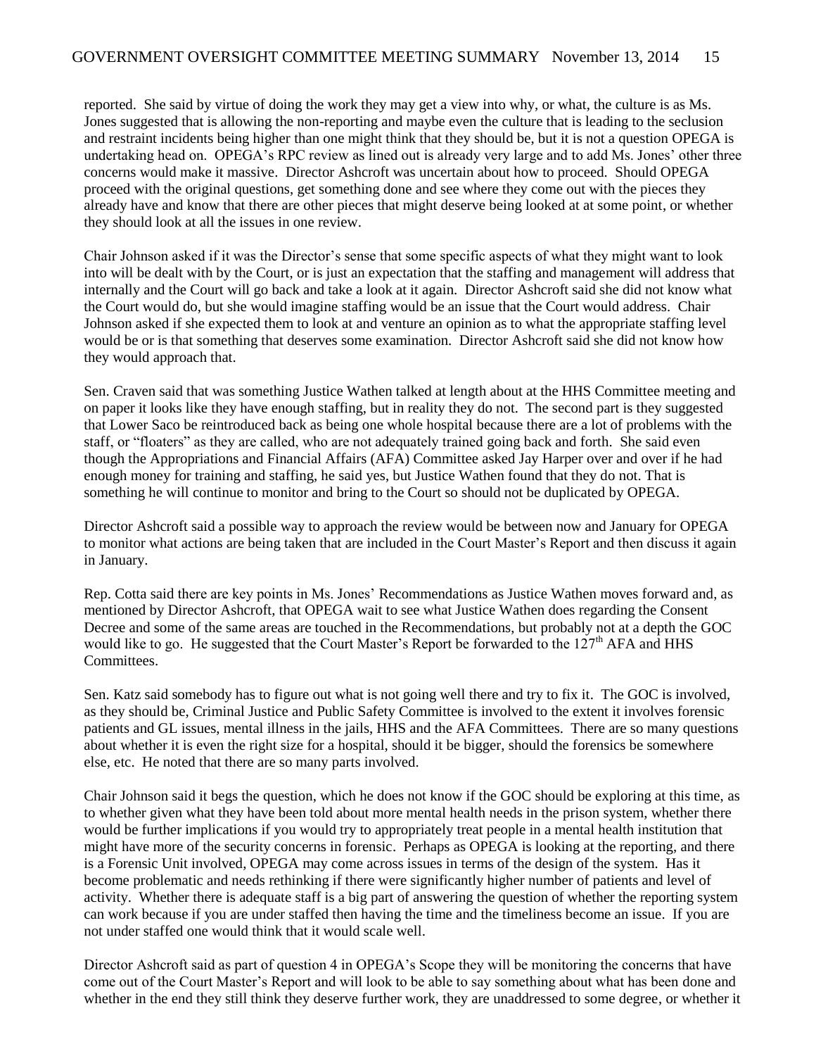reported. She said by virtue of doing the work they may get a view into why, or what, the culture is as Ms. Jones suggested that is allowing the non-reporting and maybe even the culture that is leading to the seclusion and restraint incidents being higher than one might think that they should be, but it is not a question OPEGA is undertaking head on. OPEGA's RPC review as lined out is already very large and to add Ms. Jones' other three concerns would make it massive. Director Ashcroft was uncertain about how to proceed. Should OPEGA proceed with the original questions, get something done and see where they come out with the pieces they already have and know that there are other pieces that might deserve being looked at at some point, or whether they should look at all the issues in one review.

Chair Johnson asked if it was the Director's sense that some specific aspects of what they might want to look into will be dealt with by the Court, or is just an expectation that the staffing and management will address that internally and the Court will go back and take a look at it again. Director Ashcroft said she did not know what the Court would do, but she would imagine staffing would be an issue that the Court would address. Chair Johnson asked if she expected them to look at and venture an opinion as to what the appropriate staffing level would be or is that something that deserves some examination. Director Ashcroft said she did not know how they would approach that.

Sen. Craven said that was something Justice Wathen talked at length about at the HHS Committee meeting and on paper it looks like they have enough staffing, but in reality they do not. The second part is they suggested that Lower Saco be reintroduced back as being one whole hospital because there are a lot of problems with the staff, or "floaters" as they are called, who are not adequately trained going back and forth. She said even though the Appropriations and Financial Affairs (AFA) Committee asked Jay Harper over and over if he had enough money for training and staffing, he said yes, but Justice Wathen found that they do not. That is something he will continue to monitor and bring to the Court so should not be duplicated by OPEGA.

Director Ashcroft said a possible way to approach the review would be between now and January for OPEGA to monitor what actions are being taken that are included in the Court Master's Report and then discuss it again in January.

Rep. Cotta said there are key points in Ms. Jones' Recommendations as Justice Wathen moves forward and, as mentioned by Director Ashcroft, that OPEGA wait to see what Justice Wathen does regarding the Consent Decree and some of the same areas are touched in the Recommendations, but probably not at a depth the GOC would like to go. He suggested that the Court Master's Report be forwarded to the 127th AFA and HHS Committees.

Sen. Katz said somebody has to figure out what is not going well there and try to fix it. The GOC is involved, as they should be, Criminal Justice and Public Safety Committee is involved to the extent it involves forensic patients and GL issues, mental illness in the jails, HHS and the AFA Committees. There are so many questions about whether it is even the right size for a hospital, should it be bigger, should the forensics be somewhere else, etc. He noted that there are so many parts involved.

Chair Johnson said it begs the question, which he does not know if the GOC should be exploring at this time, as to whether given what they have been told about more mental health needs in the prison system, whether there would be further implications if you would try to appropriately treat people in a mental health institution that might have more of the security concerns in forensic. Perhaps as OPEGA is looking at the reporting, and there is a Forensic Unit involved, OPEGA may come across issues in terms of the design of the system. Has it become problematic and needs rethinking if there were significantly higher number of patients and level of activity. Whether there is adequate staff is a big part of answering the question of whether the reporting system can work because if you are under staffed then having the time and the timeliness become an issue. If you are not under staffed one would think that it would scale well.

Director Ashcroft said as part of question 4 in OPEGA's Scope they will be monitoring the concerns that have come out of the Court Master's Report and will look to be able to say something about what has been done and whether in the end they still think they deserve further work, they are unaddressed to some degree, or whether it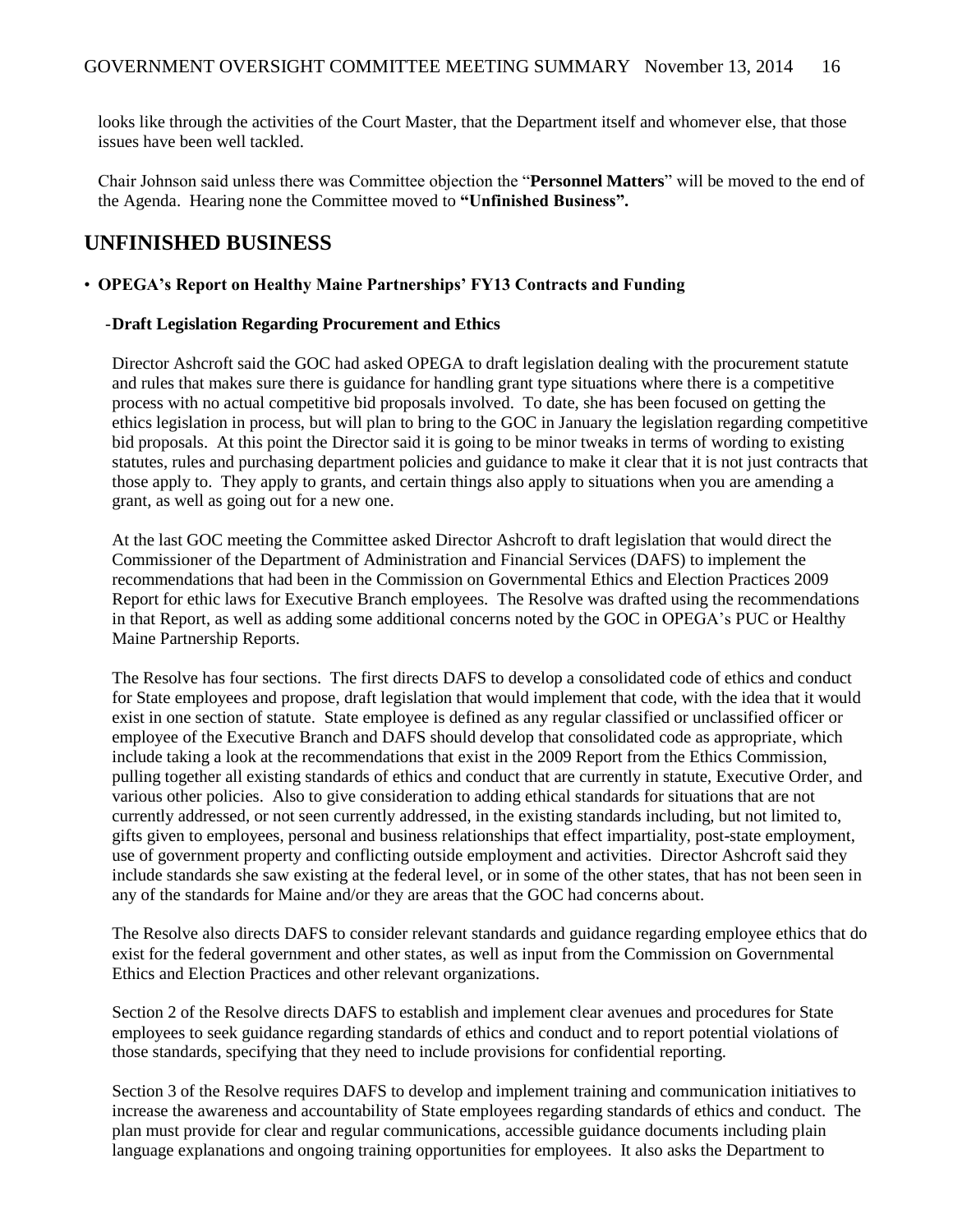looks like through the activities of the Court Master, that the Department itself and whomever else, that those issues have been well tackled.

Chair Johnson said unless there was Committee objection the "**Personnel Matters**" will be moved to the end of the Agenda. Hearing none the Committee moved to **"Unfinished Business".**

## UNFINISHED BUSINESS

- **OPEGA's Report on Healthy Maine Partnerships' FY13 Contracts and Funding**

  -**Draft Legislation Regarding Procurement and Ethics**

Director Ashcroft said the GOC had asked OPEGA to draft legislation dealing with the procurement statute and rules that makes sure there is guidance for handling grant type situations where there is a competitive process with no actual competitive bid proposals involved. To date, she has been focused on getting the ethics legislation in process, but will plan to bring to the GOC in January the legislation regarding competitive bid proposals. At this point the Director said it is going to be minor tweaks in terms of wording to existing statutes, rules and purchasing department policies and guidance to make it clear that it is not just contracts that those apply to. They apply to grants, and certain things also apply to situations when you are amending a grant, as well as going out for a new one.

At the last GOC meeting the Committee asked Director Ashcroft to draft legislation that would direct the Commissioner of the Department of Administration and Financial Services (DAFS) to implement the recommendations that had been in the Commission on Governmental Ethics and Election Practices 2009 Report for ethic laws for Executive Branch employees. The Resolve was drafted using the recommendations in that Report, as well as adding some additional concerns noted by the GOC in OPEGA's PUC or Healthy Maine Partnership Reports.

The Resolve has four sections. The first directs DAFS to develop a consolidated code of ethics and conduct for State employees and propose, draft legislation that would implement that code, with the idea that it would exist in one section of statute. State employee is defined as any regular classified or unclassified officer or employee of the Executive Branch and DAFS should develop that consolidated code as appropriate, which include taking a look at the recommendations that exist in the 2009 Report from the Ethics Commission, pulling together all existing standards of ethics and conduct that are currently in statute, Executive Order, and various other policies. Also to give consideration to adding ethical standards for situations that are not currently addressed, or not seen currently addressed, in the existing standards including, but not limited to, gifts given to employees, personal and business relationships that effect impartiality, post-state employment, use of government property and conflicting outside employment and activities. Director Ashcroft said they include standards she saw existing at the federal level, or in some of the other states, that has not been seen in any of the standards for Maine and/or they are areas that the GOC had concerns about.

The Resolve also directs DAFS to consider relevant standards and guidance regarding employee ethics that do exist for the federal government and other states, as well as input from the Commission on Governmental Ethics and Election Practices and other relevant organizations.

Section 2 of the Resolve directs DAFS to establish and implement clear avenues and procedures for State employees to seek guidance regarding standards of ethics and conduct and to report potential violations of those standards, specifying that they need to include provisions for confidential reporting.

Section 3 of the Resolve requires DAFS to develop and implement training and communication initiatives to increase the awareness and accountability of State employees regarding standards of ethics and conduct. The plan must provide for clear and regular communications, accessible guidance documents including plain language explanations and ongoing training opportunities for employees. It also asks the Department to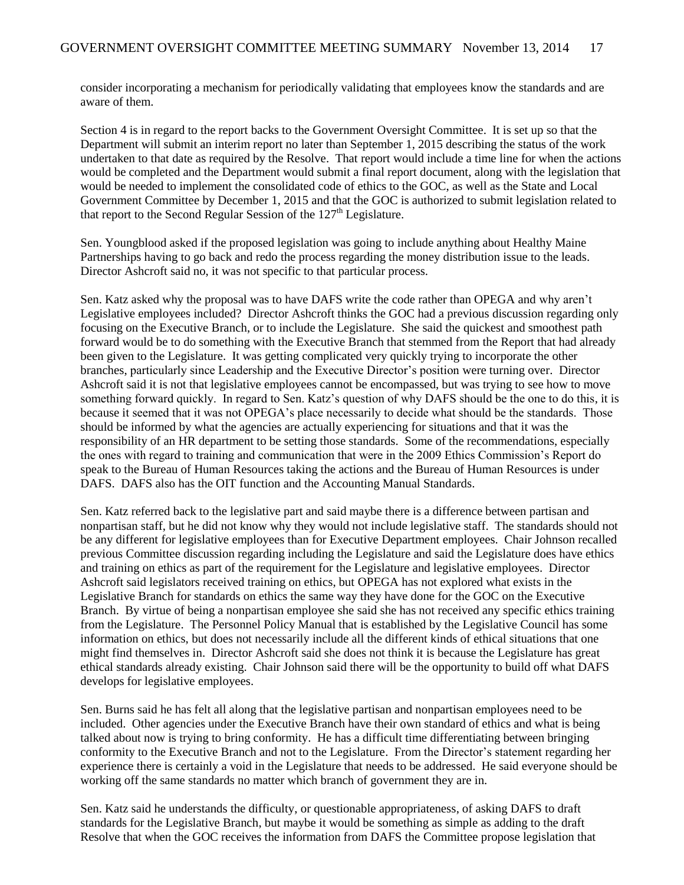consider incorporating a mechanism for periodically validating that employees know the standards and are aware of them.

Section 4 is in regard to the report backs to the Government Oversight Committee. It is set up so that the Department will submit an interim report no later than September 1, 2015 describing the status of the work undertaken to that date as required by the Resolve. That report would include a time line for when the actions would be completed and the Department would submit a final report document, along with the legislation that would be needed to implement the consolidated code of ethics to the GOC, as well as the State and Local Government Committee by December 1, 2015 and that the GOC is authorized to submit legislation related to that report to the Second Regular Session of the 127th Legislature.

Sen. Youngblood asked if the proposed legislation was going to include anything about Healthy Maine Partnerships having to go back and redo the process regarding the money distribution issue to the leads. Director Ashcroft said no, it was not specific to that particular process.

Sen. Katz asked why the proposal was to have DAFS write the code rather than OPEGA and why aren't Legislative employees included? Director Ashcroft thinks the GOC had a previous discussion regarding only focusing on the Executive Branch, or to include the Legislature. She said the quickest and smoothest path forward would be to do something with the Executive Branch that stemmed from the Report that had already been given to the Legislature. It was getting complicated very quickly trying to incorporate the other branches, particularly since Leadership and the Executive Director's position were turning over. Director Ashcroft said it is not that legislative employees cannot be encompassed, but was trying to see how to move something forward quickly. In regard to Sen. Katz's question of why DAFS should be the one to do this, it is because it seemed that it was not OPEGA's place necessarily to decide what should be the standards. Those should be informed by what the agencies are actually experiencing for situations and that it was the responsibility of an HR department to be setting those standards. Some of the recommendations, especially the ones with regard to training and communication that were in the 2009 Ethics Commission's Report do speak to the Bureau of Human Resources taking the actions and the Bureau of Human Resources is under DAFS. DAFS also has the OIT function and the Accounting Manual Standards.

Sen. Katz referred back to the legislative part and said maybe there is a difference between partisan and nonpartisan staff, but he did not know why they would not include legislative staff. The standards should not be any different for legislative employees than for Executive Department employees. Chair Johnson recalled previous Committee discussion regarding including the Legislature and said the Legislature does have ethics and training on ethics as part of the requirement for the Legislature and legislative employees. Director Ashcroft said legislators received training on ethics, but OPEGA has not explored what exists in the Legislative Branch for standards on ethics the same way they have done for the GOC on the Executive Branch. By virtue of being a nonpartisan employee she said she has not received any specific ethics training from the Legislature. The Personnel Policy Manual that is established by the Legislative Council has some information on ethics, but does not necessarily include all the different kinds of ethical situations that one might find themselves in. Director Ashcroft said she does not think it is because the Legislature has great ethical standards already existing. Chair Johnson said there will be the opportunity to build off what DAFS develops for legislative employees.

Sen. Burns said he has felt all along that the legislative partisan and nonpartisan employees need to be included. Other agencies under the Executive Branch have their own standard of ethics and what is being talked about now is trying to bring conformity. He has a difficult time differentiating between bringing conformity to the Executive Branch and not to the Legislature. From the Director's statement regarding her experience there is certainly a void in the Legislature that needs to be addressed. He said everyone should be working off the same standards no matter which branch of government they are in.

Sen. Katz said he understands the difficulty, or questionable appropriateness, of asking DAFS to draft standards for the Legislative Branch, but maybe it would be something as simple as adding to the draft Resolve that when the GOC receives the information from DAFS the Committee propose legislation that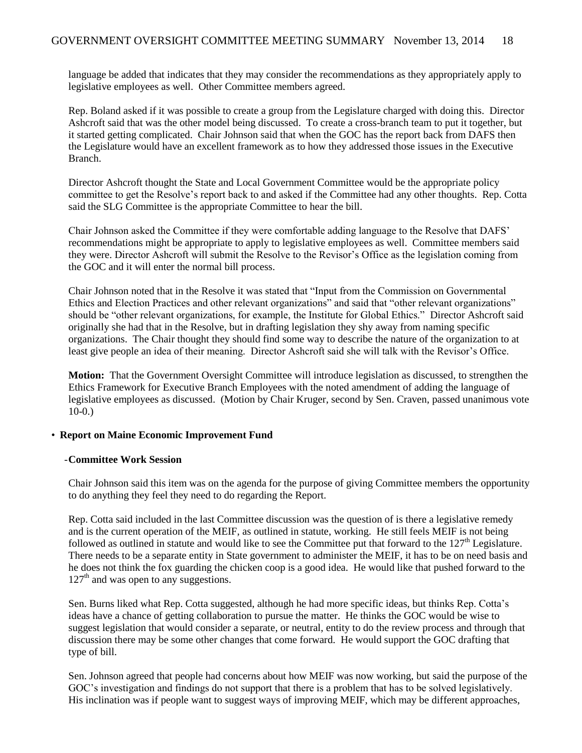language be added that indicates that they may consider the recommendations as they appropriately apply to legislative employees as well. Other Committee members agreed.

Rep. Boland asked if it was possible to create a group from the Legislature charged with doing this. Director Ashcroft said that was the other model being discussed. To create a cross-branch team to put it together, but it started getting complicated. Chair Johnson said that when the GOC has the report back from DAFS then the Legislature would have an excellent framework as to how they addressed those issues in the Executive Branch.

Director Ashcroft thought the State and Local Government Committee would be the appropriate policy committee to get the Resolve's report back to and asked if the Committee had any other thoughts. Rep. Cotta said the SLG Committee is the appropriate Committee to hear the bill.

Chair Johnson asked the Committee if they were comfortable adding language to the Resolve that DAFS' recommendations might be appropriate to apply to legislative employees as well. Committee members said they were. Director Ashcroft will submit the Resolve to the Revisor's Office as the legislation coming from the GOC and it will enter the normal bill process.

Chair Johnson noted that in the Resolve it was stated that "Input from the Commission on Governmental Ethics and Election Practices and other relevant organizations" and said that "other relevant organizations" should be "other relevant organizations, for example, the Institute for Global Ethics." Director Ashcroft said originally she had that in the Resolve, but in drafting legislation they shy away from naming specific organizations. The Chair thought they should find some way to describe the nature of the organization to at least give people an idea of their meaning. Director Ashcroft said she will talk with the Revisor's Office.

**Motion:** That the Government Oversight Committee will introduce legislation as discussed, to strengthen the Ethics Framework for Executive Branch Employees with the noted amendment of adding the language of legislative employees as discussed. (Motion by Chair Kruger, second by Sen. Craven, passed unanimous vote 10-0.)

- **Report on Maine Economic Improvement Fund**

  -**Committee Work Session**

Chair Johnson said this item was on the agenda for the purpose of giving Committee members the opportunity to do anything they feel they need to do regarding the Report.

Rep. Cotta said included in the last Committee discussion was the question of is there a legislative remedy and is the current operation of the MEIF, as outlined in statute, working. He still feels MEIF is not being followed as outlined in statute and would like to see the Committee put that forward to the 127th Legislature. There needs to be a separate entity in State government to administer the MEIF, it has to be on need basis and he does not think the fox guarding the chicken coop is a good idea. He would like that pushed forward to the 127th and was open to any suggestions.

Sen. Burns liked what Rep. Cotta suggested, although he had more specific ideas, but thinks Rep. Cotta's ideas have a chance of getting collaboration to pursue the matter. He thinks the GOC would be wise to suggest legislation that would consider a separate, or neutral, entity to do the review process and through that discussion there may be some other changes that come forward. He would support the GOC drafting that type of bill.

Sen. Johnson agreed that people had concerns about how MEIF was now working, but said the purpose of the GOC's investigation and findings do not support that there is a problem that has to be solved legislatively. His inclination was if people want to suggest ways of improving MEIF, which may be different approaches,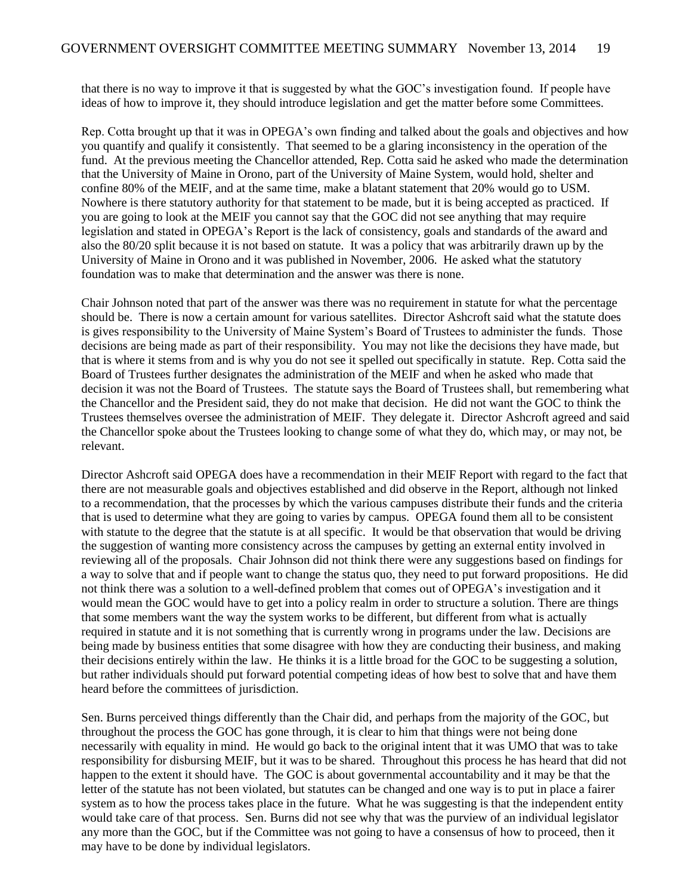that there is no way to improve it that is suggested by what the GOC's investigation found. If people have ideas of how to improve it, they should introduce legislation and get the matter before some Committees.

Rep. Cotta brought up that it was in OPEGA's own finding and talked about the goals and objectives and how you quantify and qualify it consistently. That seemed to be a glaring inconsistency in the operation of the fund. At the previous meeting the Chancellor attended, Rep. Cotta said he asked who made the determination that the University of Maine in Orono, part of the University of Maine System, would hold, shelter and confine 80% of the MEIF, and at the same time, make a blatant statement that 20% would go to USM. Nowhere is there statutory authority for that statement to be made, but it is being accepted as practiced. If you are going to look at the MEIF you cannot say that the GOC did not see anything that may require legislation and stated in OPEGA's Report is the lack of consistency, goals and standards of the award and also the 80/20 split because it is not based on statute. It was a policy that was arbitrarily drawn up by the University of Maine in Orono and it was published in November, 2006. He asked what the statutory foundation was to make that determination and the answer was there is none.

Chair Johnson noted that part of the answer was there was no requirement in statute for what the percentage should be. There is now a certain amount for various satellites. Director Ashcroft said what the statute does is gives responsibility to the University of Maine System's Board of Trustees to administer the funds. Those decisions are being made as part of their responsibility. You may not like the decisions they have made, but that is where it stems from and is why you do not see it spelled out specifically in statute. Rep. Cotta said the Board of Trustees further designates the administration of the MEIF and when he asked who made that decision it was not the Board of Trustees. The statute says the Board of Trustees shall, but remembering what the Chancellor and the President said, they do not make that decision. He did not want the GOC to think the Trustees themselves oversee the administration of MEIF. They delegate it. Director Ashcroft agreed and said the Chancellor spoke about the Trustees looking to change some of what they do, which may, or may not, be relevant.

Director Ashcroft said OPEGA does have a recommendation in their MEIF Report with regard to the fact that there are not measurable goals and objectives established and did observe in the Report, although not linked to a recommendation, that the processes by which the various campuses distribute their funds and the criteria that is used to determine what they are going to varies by campus. OPEGA found them all to be consistent with statute to the degree that the statute is at all specific. It would be that observation that would be driving the suggestion of wanting more consistency across the campuses by getting an external entity involved in reviewing all of the proposals. Chair Johnson did not think there were any suggestions based on findings for a way to solve that and if people want to change the status quo, they need to put forward propositions. He did not think there was a solution to a well-defined problem that comes out of OPEGA's investigation and it would mean the GOC would have to get into a policy realm in order to structure a solution. There are things that some members want the way the system works to be different, but different from what is actually required in statute and it is not something that is currently wrong in programs under the law. Decisions are being made by business entities that some disagree with how they are conducting their business, and making their decisions entirely within the law. He thinks it is a little broad for the GOC to be suggesting a solution, but rather individuals should put forward potential competing ideas of how best to solve that and have them heard before the committees of jurisdiction.

Sen. Burns perceived things differently than the Chair did, and perhaps from the majority of the GOC, but throughout the process the GOC has gone through, it is clear to him that things were not being done necessarily with equality in mind. He would go back to the original intent that it was UMO that was to take responsibility for disbursing MEIF, but it was to be shared. Throughout this process he has heard that did not happen to the extent it should have. The GOC is about governmental accountability and it may be that the letter of the statute has not been violated, but statutes can be changed and one way is to put in place a fairer system as to how the process takes place in the future. What he was suggesting is that the independent entity would take care of that process. Sen. Burns did not see why that was the purview of an individual legislator any more than the GOC, but if the Committee was not going to have a consensus of how to proceed, then it may have to be done by individual legislators.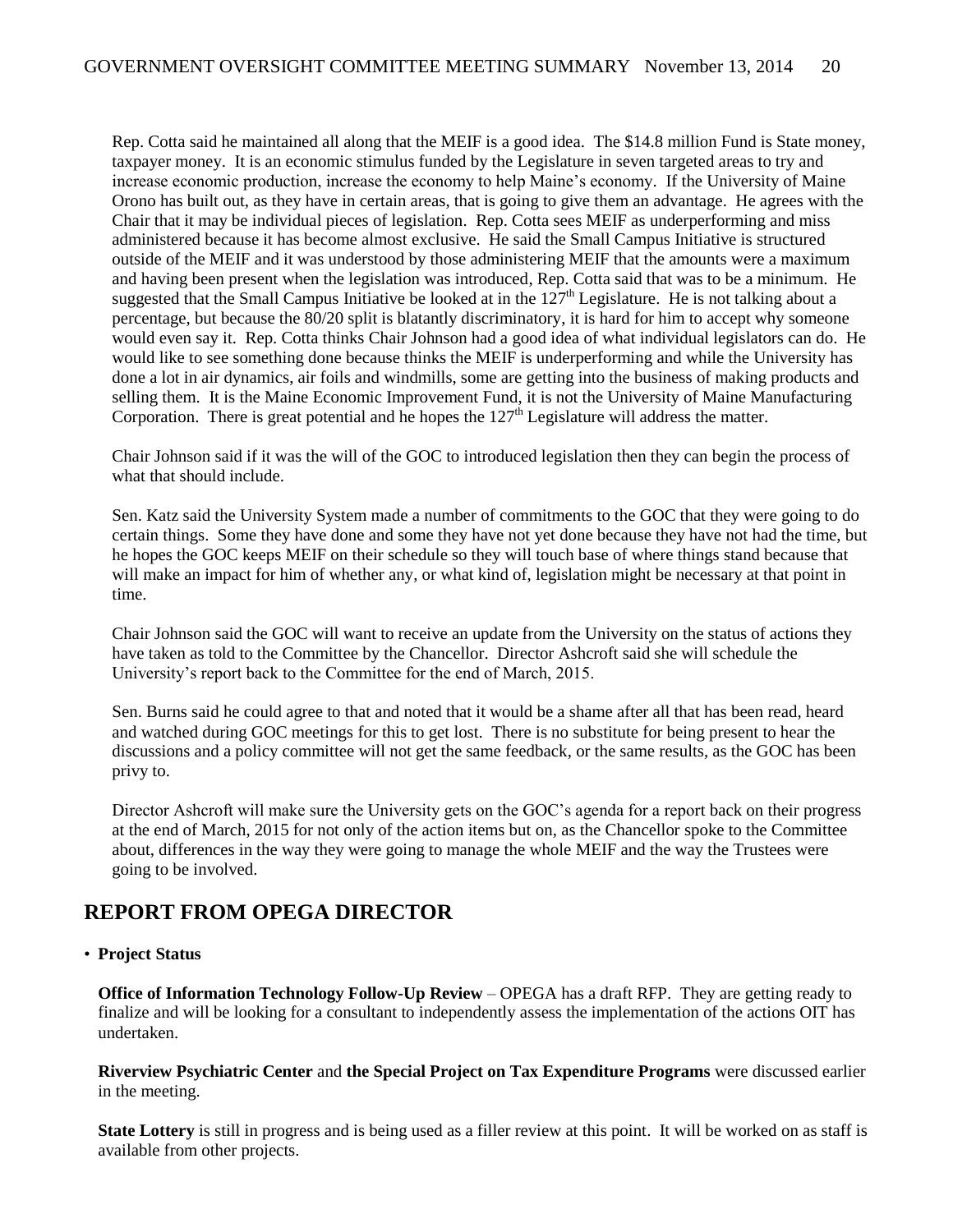Rep. Cotta said he maintained all along that the MEIF is a good idea. The $14.8 million Fund is State money, taxpayer money. It is an economic stimulus funded by the Legislature in seven targeted areas to try and increase economic production, increase the economy to help Maine's economy. If the University of Maine Orono has built out, as they have in certain areas, that is going to give them an advantage. He agrees with the Chair that it may be individual pieces of legislation. Rep. Cotta sees MEIF as underperforming and miss administered because it has become almost exclusive. He said the Small Campus Initiative is structured outside of the MEIF and it was understood by those administering MEIF that the amounts were a maximum and having been present when the legislation was introduced, Rep. Cotta said that was to be a minimum. He suggested that the Small Campus Initiative be looked at in the 127th Legislature. He is not talking about a percentage, but because the 80/20 split is blatantly discriminatory, it is hard for him to accept why someone would even say it. Rep. Cotta thinks Chair Johnson had a good idea of what individual legislators can do. He would like to see something done because thinks the MEIF is underperforming and while the University has done a lot in air dynamics, air foils and windmills, some are getting into the business of making products and selling them. It is the Maine Economic Improvement Fund, it is not the University of Maine Manufacturing Corporation. There is great potential and he hopes the 127th Legislature will address the matter.

Chair Johnson said if it was the will of the GOC to introduced legislation then they can begin the process of what that should include.

Sen. Katz said the University System made a number of commitments to the GOC that they were going to do certain things. Some they have done and some they have not yet done because they have not had the time, but he hopes the GOC keeps MEIF on their schedule so they will touch base of where things stand because that will make an impact for him of whether any, or what kind of, legislation might be necessary at that point in time.

Chair Johnson said the GOC will want to receive an update from the University on the status of actions they have taken as told to the Committee by the Chancellor. Director Ashcroft said she will schedule the University's report back to the Committee for the end of March, 2015.

Sen. Burns said he could agree to that and noted that it would be a shame after all that has been read, heard and watched during GOC meetings for this to get lost. There is no substitute for being present to hear the discussions and a policy committee will not get the same feedback, or the same results, as the GOC has been privy to.

Director Ashcroft will make sure the University gets on the GOC's agenda for a report back on their progress at the end of March, 2015 for not only of the action items but on, as the Chancellor spoke to the Committee about, differences in the way they were going to manage the whole MEIF and the way the Trustees were going to be involved.

## REPORT FROM OPEGA DIRECTOR

- **Project Status**

  **Office of Information Technology Follow-Up Review** – OPEGA has a draft RFP. They are getting ready to finalize and will be looking for a consultant to independently assess the implementation of the actions OIT has undertaken.

  **Riverview Psychiatric Center** and **the Special Project on Tax Expenditure Programs** were discussed earlier in the meeting.

  **State Lottery** is still in progress and is being used as a filler review at this point. It will be worked on as staff is available from other projects.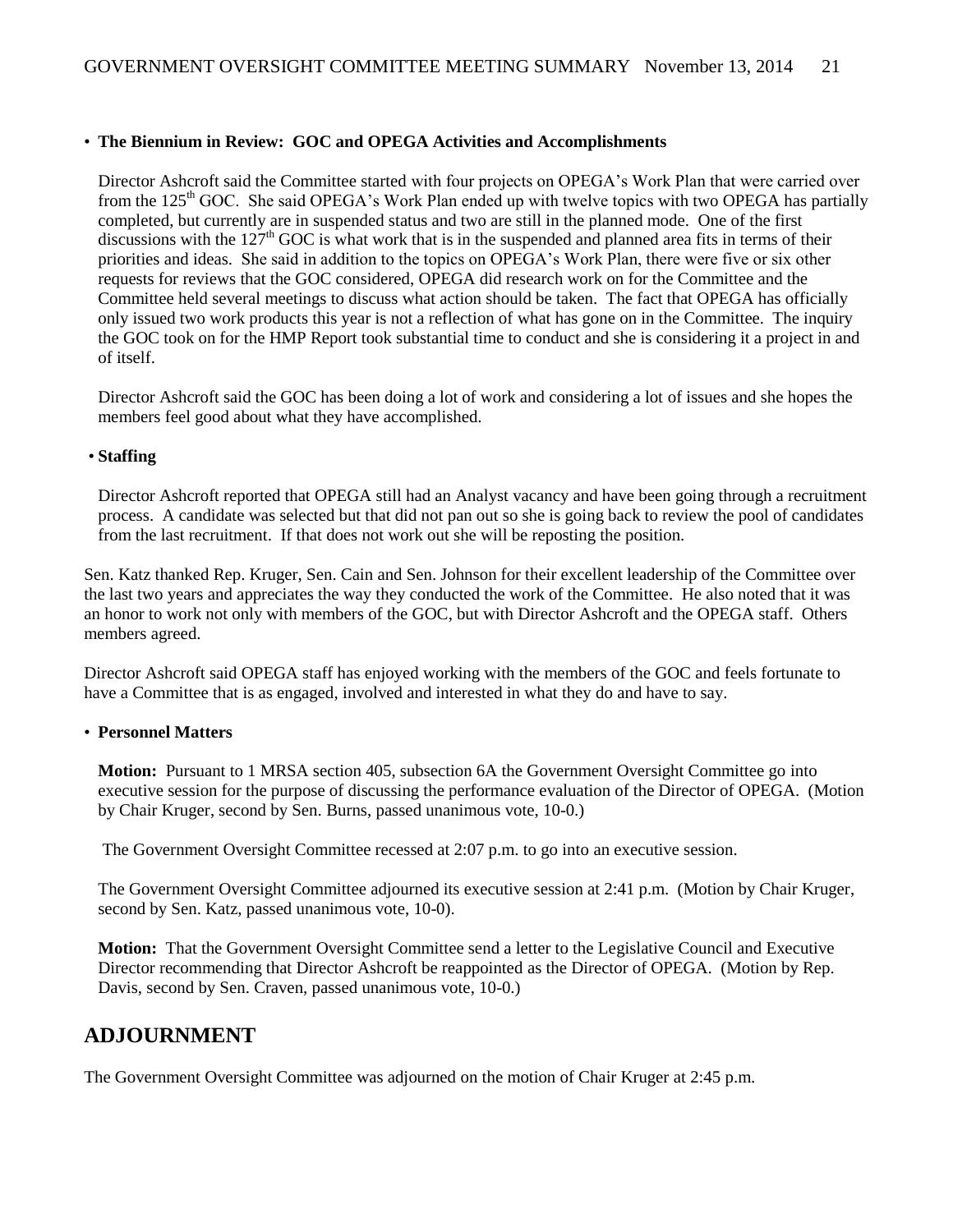- **The Biennium in Review: GOC and OPEGA Activities and Accomplishments**

  Director Ashcroft said the Committee started with four projects on OPEGA's Work Plan that were carried over from the 125th GOC. She said OPEGA's Work Plan ended up with twelve topics with two OPEGA has partially completed, but currently are in suspended status and two are still in the planned mode. One of the first discussions with the 127th GOC is what work that is in the suspended and planned area fits in terms of their priorities and ideas. She said in addition to the topics on OPEGA's Work Plan, there were five or six other requests for reviews that the GOC considered, OPEGA did research work on for the Committee and the Committee held several meetings to discuss what action should be taken. The fact that OPEGA has officially only issued two work products this year is not a reflection of what has gone on in the Committee. The inquiry the GOC took on for the HMP Report took substantial time to conduct and she is considering it a project in and of itself.

  Director Ashcroft said the GOC has been doing a lot of work and considering a lot of issues and she hopes the members feel good about what they have accomplished.

- **Staffing**

  Director Ashcroft reported that OPEGA still had an Analyst vacancy and have been going through a recruitment process. A candidate was selected but that did not pan out so she is going back to review the pool of candidates from the last recruitment. If that does not work out she will be reposting the position.

Sen. Katz thanked Rep. Kruger, Sen. Cain and Sen. Johnson for their excellent leadership of the Committee over the last two years and appreciates the way they conducted the work of the Committee. He also noted that it was an honor to work not only with members of the GOC, but with Director Ashcroft and the OPEGA staff. Others members agreed.

Director Ashcroft said OPEGA staff has enjoyed working with the members of the GOC and feels fortunate to have a Committee that is as engaged, involved and interested in what they do and have to say.

- **Personnel Matters**

  **Motion:** Pursuant to 1 MRSA section 405, subsection 6A the Government Oversight Committee go into executive session for the purpose of discussing the performance evaluation of the Director of OPEGA. (Motion by Chair Kruger, second by Sen. Burns, passed unanimous vote, 10-0.)

  The Government Oversight Committee recessed at 2:07 p.m. to go into an executive session.

  The Government Oversight Committee adjourned its executive session at 2:41 p.m. (Motion by Chair Kruger, second by Sen. Katz, passed unanimous vote, 10-0).

  **Motion:** That the Government Oversight Committee send a letter to the Legislative Council and Executive Director recommending that Director Ashcroft be reappointed as the Director of OPEGA. (Motion by Rep. Davis, second by Sen. Craven, passed unanimous vote, 10-0.)

## ADJOURNMENT

The Government Oversight Committee was adjourned on the motion of Chair Kruger at 2:45 p.m.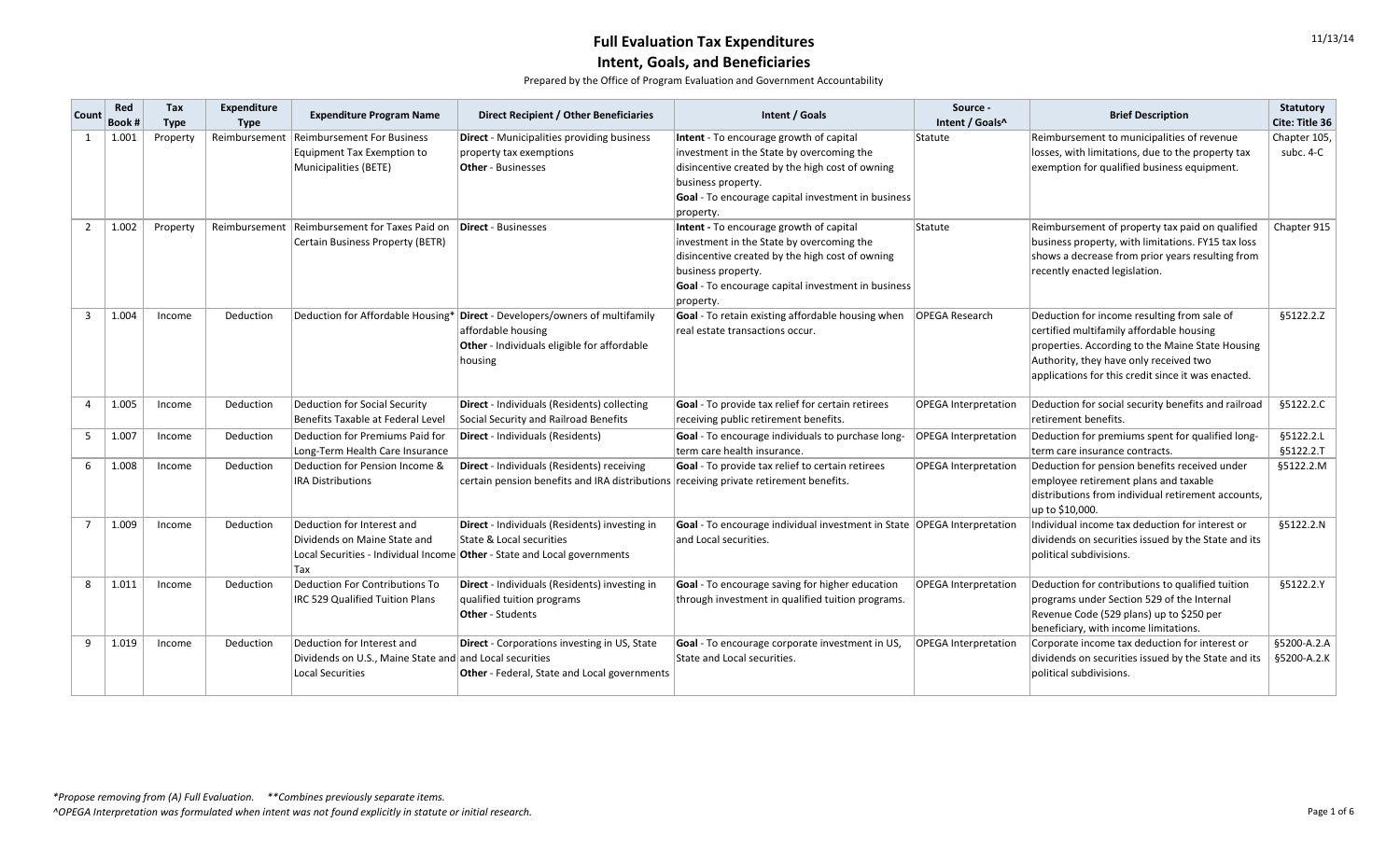# Full Evaluation Tax Expenditures

## Intent, Goals, and Beneficiaries

Prepared by the Office of Program Evaluation and Government Accountability

11/13/14

| Count | Red Book # | Tax Type | Expenditure Type | Expenditure Program Name | Direct Recipient / Other Beneficiaries | Intent / Goals | Source - Intent / Goals^ | Brief Description | Statutory Cite: Title 36 |
|---|---|---|---|---|---|---|---|---|---|
| 1 | 1.001 | Property | Reimbursement | Reimbursement For Business Equipment Tax Exemption to Municipalities (BETE) | **Direct** - Municipalities providing business property tax exemptions<br>**Other** - Businesses | **Intent** - To encourage growth of capital investment in the State by overcoming the disincentive created by the high cost of owning business property.<br>**Goal** - To encourage capital investment in business property. | Statute | Reimbursement to municipalities of revenue losses, with limitations, due to the property tax exemption for qualified business equipment. | Chapter 105, subc. 4-C |
| 2 | 1.002 | Property | Reimbursement | Reimbursement for Taxes Paid on Certain Business Property (BETR) | **Direct** - Businesses | **Intent -** To encourage growth of capital investment in the State by overcoming the disincentive created by the high cost of owning business property.<br>**Goal** - To encourage capital investment in business property. | Statute | Reimbursement of property tax paid on qualified business property, with limitations. FY15 tax loss shows a decrease from prior years resulting from recently enacted legislation. | Chapter 915 |
| 3 | 1.004 | Income | Deduction | Deduction for Affordable Housing* | **Direct** - Developers/owners of multifamily affordable housing<br>**Other** - Individuals eligible for affordable housing | **Goal** - To retain existing affordable housing when real estate transactions occur. | OPEGA Research | Deduction for income resulting from sale of certified multifamily affordable housing properties. According to the Maine State Housing Authority, they have only received two applications for this credit since it was enacted. | §5122.2.Z |
| 4 | 1.005 | Income | Deduction | Deduction for Social Security Benefits Taxable at Federal Level | **Direct** - Individuals (Residents) collecting Social Security and Railroad Benefits | **Goal** - To provide tax relief for certain retirees receiving public retirement benefits. | OPEGA Interpretation | Deduction for social security benefits and railroad retirement benefits. | §5122.2.C |
| 5 | 1.007 | Income | Deduction | Deduction for Premiums Paid for Long-Term Health Care Insurance | **Direct** - Individuals (Residents) | **Goal** - To encourage individuals to purchase long-term care health insurance. | OPEGA Interpretation | Deduction for premiums spent for qualified long-term care insurance contracts. | §5122.2.L<br>§5122.2.T |
| 6 | 1.008 | Income | Deduction | Deduction for Pension Income & IRA Distributions | **Direct** - Individuals (Residents) receiving certain pension benefits and IRA distributions | **Goal** - To provide tax relief to certain retirees receiving private retirement benefits. | OPEGA Interpretation | Deduction for pension benefits received under employee retirement plans and taxable distributions from individual retirement accounts, up to $10,000. | §5122.2.M |
| 7 | 1.009 | Income | Deduction | Deduction for Interest and Dividends on Maine State and Local Securities - Individual Income Tax | **Direct** - Individuals (Residents) investing in State & Local securities<br>**Other** - State and Local governments | **Goal** - To encourage individual investment in State and Local securities. | OPEGA Interpretation | Individual income tax deduction for interest or dividends on securities issued by the State and its political subdivisions. | §5122.2.N |
| 8 | 1.011 | Income | Deduction | Deduction For Contributions To IRC 529 Qualified Tuition Plans | **Direct** - Individuals (Residents) investing in qualified tuition programs<br>**Other** - Students | **Goal** - To encourage saving for higher education through investment in qualified tuition programs. | OPEGA Interpretation | Deduction for contributions to qualified tuition programs under Section 529 of the Internal Revenue Code (529 plans) up to $250 per beneficiary, with income limitations. | §5122.2.Y |
| 9 | 1.019 | Income | Deduction | Deduction for Interest and Dividends on U.S., Maine State and Local Securities | **Direct** - Corporations investing in US, State and Local securities<br>**Other** - Federal, State and Local governments | **Goal** - To encourage corporate investment in US, State and Local securities. | OPEGA Interpretation | Corporate income tax deduction for interest or dividends on securities issued by the State and its political subdivisions. | §5200-A.2.A<br>§5200-A.2.K |

*\*Propose removing from (A) Full Evaluation. \*\*Combines previously separate items.*

*^OPEGA Interpretation was formulated when intent was not found explicitly in statute or initial research.*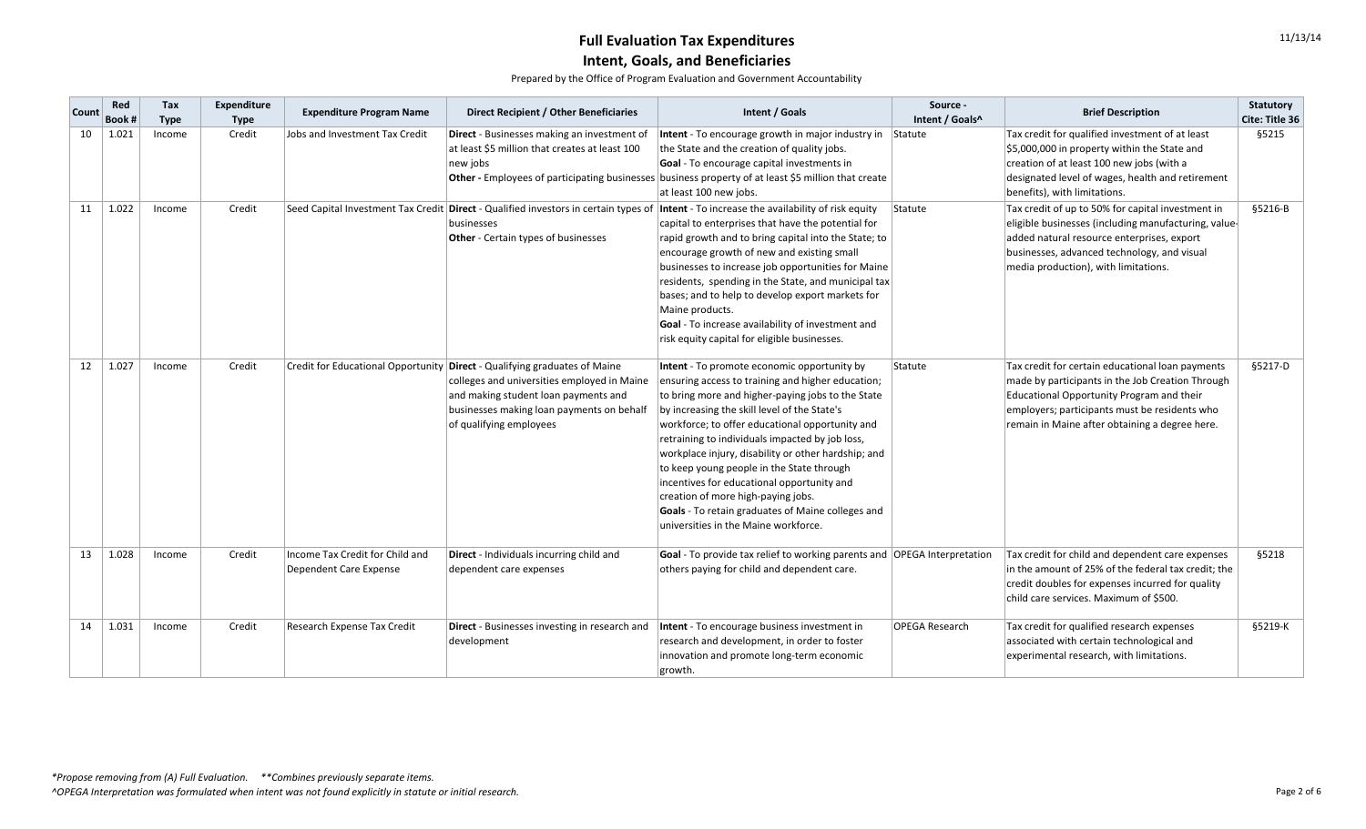## Full Evaluation Tax Expenditures

## Intent, Goals, and Beneficiaries

Prepared by the Office of Program Evaluation and Government Accountability

| Count | Red Book # | Tax Type | Expenditure Type | Expenditure Program Name | Direct Recipient / Other Beneficiaries | Intent / Goals | Source - Intent / Goals^ | Brief Description | Statutory Cite: Title 36 |
|---|---|---|---|---|---|---|---|---|---|
| 10 | 1.021 | Income | Credit | Jobs and Investment Tax Credit | **Direct** - Businesses making an investment of at least \$5 million that creates at least 100 new jobs **Other** - Employees of participating businesses | **Intent** - To encourage growth in major industry in the State and the creation of quality jobs. **Goal** - To encourage capital investments in business property of at least \$5 million that create at least 100 new jobs. | Statute | Tax credit for qualified investment of at least \$5,000,000 in property within the State and creation of at least 100 new jobs (with a designated level of wages, health and retirement benefits), with limitations. | §5215 |
| 11 | 1.022 | Income | Credit | Seed Capital Investment Tax Credit | **Direct** - Qualified investors in certain types of businesses **Other** - Certain types of businesses | **Intent** - To increase the availability of risk equity capital to enterprises that have the potential for rapid growth and to bring capital into the State; to encourage growth of new and existing small businesses to increase job opportunities for Maine residents, spending in the State, and municipal tax bases; and to help to develop export markets for Maine products. **Goal** - To increase availability of investment and risk equity capital for eligible businesses. | Statute | Tax credit of up to 50% for capital investment in eligible businesses (including manufacturing, value-added natural resource enterprises, export businesses, advanced technology, and visual media production), with limitations. | §5216-B |
| 12 | 1.027 | Income | Credit | Credit for Educational Opportunity | **Direct** - Qualifying graduates of Maine colleges and universities employed in Maine and making student loan payments and businesses making loan payments on behalf of qualifying employees | **Intent** - To promote economic opportunity by ensuring access to training and higher education; to bring more and higher-paying jobs to the State by increasing the skill level of the State's workforce; to offer educational opportunity and retraining to individuals impacted by job loss, workplace injury, disability or other hardship; and to keep young people in the State through incentives for educational opportunity and creation of more high-paying jobs. **Goals** - To retain graduates of Maine colleges and universities in the Maine workforce. | Statute | Tax credit for certain educational loan payments made by participants in the Job Creation Through Educational Opportunity Program and their employers; participants must be residents who remain in Maine after obtaining a degree here. | §5217-D |
| 13 | 1.028 | Income | Credit | Income Tax Credit for Child and Dependent Care Expense | **Direct** - Individuals incurring child and dependent care expenses | **Goal** - To provide tax relief to working parents and others paying for child and dependent care. | OPEGA Interpretation | Tax credit for child and dependent care expenses in the amount of 25% of the federal tax credit; the credit doubles for expenses incurred for quality child care services. Maximum of \$500. | §5218 |
| 14 | 1.031 | Income | Credit | Research Expense Tax Credit | **Direct** - Businesses investing in research and development | **Intent** - To encourage business investment in research and development, in order to foster innovation and promote long-term economic growth. | OPEGA Research | Tax credit for qualified research expenses associated with certain technological and experimental research, with limitations. | §5219-K |

*\*Propose removing from (A) Full Evaluation. \*\*Combines previously separate items.*

*^OPEGA Interpretation was formulated when intent was not found explicitly in statute or initial research.*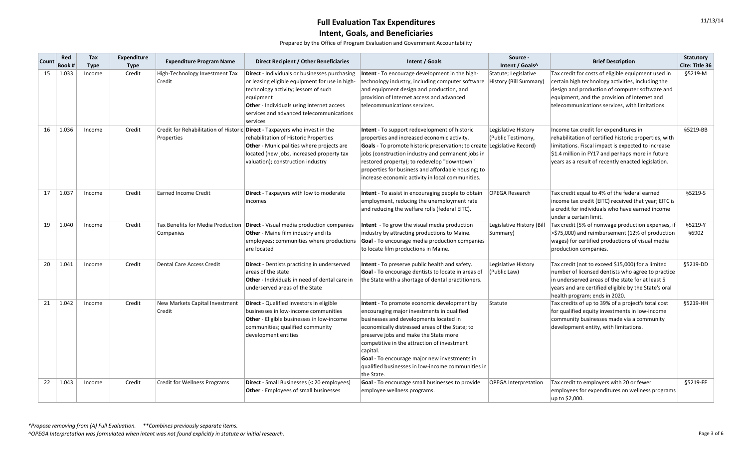# Full Evaluation Tax Expenditures

## Intent, Goals, and Beneficiaries

Prepared by the Office of Program Evaluation and Government Accountability

| Count | Red Book # | Tax Type | Expenditure Type | Expenditure Program Name | Direct Recipient / Other Beneficiaries | Intent / Goals | Source - Intent / Goals^ | Brief Description | Statutory Cite: Title 36 |
|---|---|---|---|---|---|---|---|---|---|
| 15 | 1.033 | Income | Credit | High-Technology Investment Tax Credit | **Direct** - Individuals or businesses purchasing or leasing eligible equipment for use in high-technology activity; lessors of such equipment **Other** - Individuals using Internet access services and advanced telecommunications services | **Intent** - To encourage development in the high-technology industry, including computer software and equipment design and production, and provision of Internet access and advanced telecommunications services. | Statute; Legislative History (Bill Summary) | Tax credit for costs of eligible equipment used in certain high technology activities, including the design and production of computer software and equipment, and the provision of Internet and telecommunications services, with limitations. | §5219-M |
| 16 | 1.036 | Income | Credit | Credit for Rehabilitation of Historic Properties | **Direct** - Taxpayers who invest in the rehabilitation of Historic Properties **Other** - Municipalities where projects are located (new jobs, increased property tax valuation); construction industry | **Intent** - To support redevelopment of historic properties and increased economic activity. **Goals** - To promote historic preservation; to create jobs (construction industry and permanent jobs in restored property); to redevelop "downtown" properties for business and affordable housing; to increase economic activity in local communities. | Legislative History (Public Testimony, Legislative Record) | Income tax credit for expenditures in rehabilitation of certified historic properties, with limitations. Fiscal impact is expected to increase $1.4 million in FY17 and perhaps more in future years as a result of recently enacted legislation. | §5219-BB |
| 17 | 1.037 | Income | Credit | Earned Income Credit | **Direct** - Taxpayers with low to moderate incomes | **Intent** - To assist in encouraging people to obtain employment, reducing the unemployment rate and reducing the welfare rolls (federal EITC). | OPEGA Research | Tax credit equal to 4% of the federal earned income tax credit (EITC) received that year; EITC is a credit for individuals who have earned income under a certain limit. | §5219-S |
| 19 | 1.040 | Income | Credit | Tax Benefits for Media Production Companies | **Direct** - Visual media production companies **Other** - Maine film industry and its employees; communities where productions are located | **Intent** - To grow the visual media production industry by attracting productions to Maine. **Goal** - To encourage media production companies to locate film productions in Maine. | Legislative History (Bill Summary) | Tax credit (5% of nonwage production expenses, if >$75,000) and reimbursement (12% of production wages) for certified productions of visual media production companies. | §5219-Y §6902 |
| 20 | 1.041 | Income | Credit | Dental Care Access Credit | **Direct** - Dentists practicing in underserved areas of the state **Other** - Individuals in need of dental care in underserved areas of the State | **Intent** - To preserve public health and safety. **Goal** - To encourage dentists to locate in areas of the State with a shortage of dental practitioners. | Legislative History (Public Law) | Tax credit (not to exceed $15,000) for a limited number of licensed dentists who agree to practice in underserved areas of the state for at least 5 years and are certified eligible by the State's oral health program; ends in 2020. | §5219-DD |
| 21 | 1.042 | Income | Credit | New Markets Capital Investment Credit | **Direct** - Qualified investors in eligible businesses in low-income communities **Other** - Eligible businesses in low-income communities; qualified community development entities | **Intent** - To promote economic development by encouraging major investments in qualified businesses and developments located in economically distressed areas of the State; to preserve jobs and make the State more competitive in the attraction of investment capital. **Goal** - To encourage major new investments in qualified businesses in low-income communities in the State. | Statute | Tax credits of up to 39% of a project's total cost for qualified equity investments in low-income community businesses made via a community development entity, with limitations. | §5219-HH |
| 22 | 1.043 | Income | Credit | Credit for Wellness Programs | **Direct** - Small Businesses (< 20 employees) **Other** - Employees of small businesses | **Goal** - To encourage small businesses to provide employee wellness programs. | OPEGA Interpretation | Tax credit to employers with 20 or fewer employees for expenditures on wellness programs up to $2,000. | §5219-FF |

*\*Propose removing from (A) Full Evaluation. \*\*Combines previously separate items.*

*^OPEGA Interpretation was formulated when intent was not found explicitly in statute or initial research.*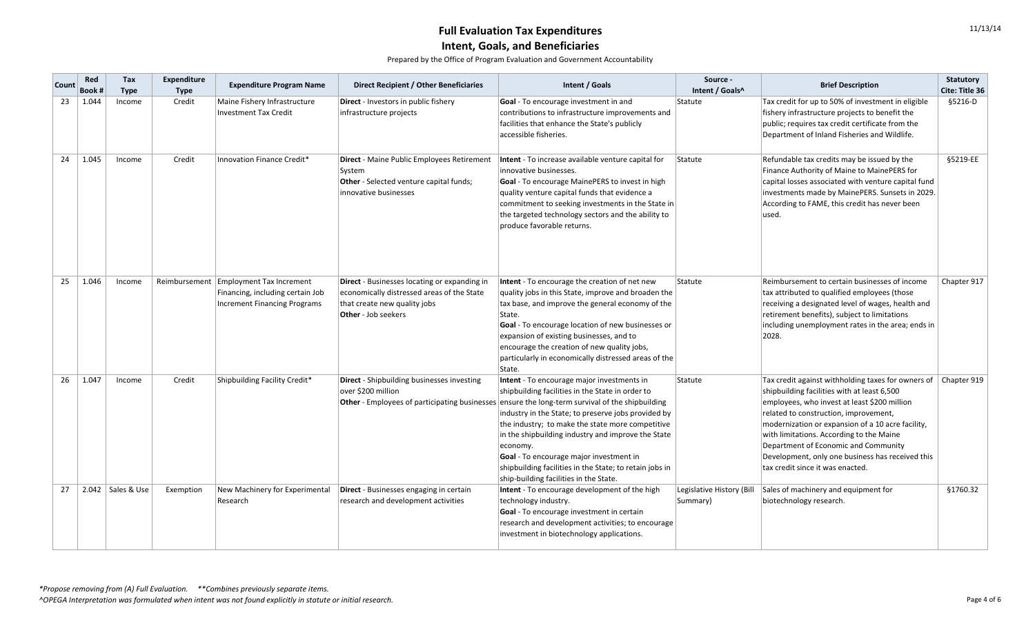# Full Evaluation Tax Expenditures

## Intent, Goals, and Beneficiaries

Prepared by the Office of Program Evaluation and Government Accountability

| Count | Red Book # | Tax Type | Expenditure Type | Expenditure Program Name | Direct Recipient / Other Beneficiaries | Intent / Goals | Source - Intent / Goals^ | Brief Description | Statutory Cite: Title 36 |
|---|---|---|---|---|---|---|---|---|---|
| 23 | 1.044 | Income | Credit | Maine Fishery Infrastructure Investment Tax Credit | **Direct** - Investors in public fishery infrastructure projects | **Goal** - To encourage investment in and contributions to infrastructure improvements and facilities that enhance the State's publicly accessible fisheries. | Statute | Tax credit for up to 50% of investment in eligible fishery infrastructure projects to benefit the public; requires tax credit certificate from the Department of Inland Fisheries and Wildlife. | §5216-D |
| 24 | 1.045 | Income | Credit | Innovation Finance Credit* | **Direct** - Maine Public Employees Retirement System<br>**Other** - Selected venture capital funds; innovative businesses | **Intent** - To increase available venture capital for innovative businesses.<br>**Goal** - To encourage MainePERS to invest in high quality venture capital funds that evidence a commitment to seeking investments in the State in the targeted technology sectors and the ability to produce favorable returns. | Statute | Refundable tax credits may be issued by the Finance Authority of Maine to MainePERS for capital losses associated with venture capital fund investments made by MainePERS. Sunsets in 2029. According to FAME, this credit has never been used. | §5219-EE |
| 25 | 1.046 | Income | Reimbursement | Employment Tax Increment Financing, including certain Job Increment Financing Programs | **Direct** - Businesses locating or expanding in economically distressed areas of the State that create new quality jobs<br>**Other** - Job seekers | **Intent** - To encourage the creation of net new quality jobs in this State, improve and broaden the tax base, and improve the general economy of the State.<br>**Goal** - To encourage location of new businesses or expansion of existing businesses, and to encourage the creation of new quality jobs, particularly in economically distressed areas of the State. | Statute | Reimbursement to certain businesses of income tax attributed to qualified employees (those receiving a designated level of wages, health and retirement benefits), subject to limitations including unemployment rates in the area; ends in 2028. | Chapter 917 |
| 26 | 1.047 | Income | Credit | Shipbuilding Facility Credit* | **Direct** - Shipbuilding businesses investing over $200 million<br>**Other** - Employees of participating businesses | **Intent** - To encourage major investments in shipbuilding facilities in the State in order to ensure the long-term survival of the shipbuilding industry in the State; to preserve jobs provided by the industry; to make the state more competitive in the shipbuilding industry and improve the State economy.<br>**Goal** - To encourage major investment in shipbuilding facilities in the State; to retain jobs in ship-building facilities in the State. | Statute | Tax credit against withholding taxes for owners of shipbuilding facilities with at least 6,500 employees, who invest at least $200 million related to construction, improvement, modernization or expansion of a 10 acre facility, with limitations. According to the Maine Department of Economic and Community Development, only one business has received this tax credit since it was enacted. | Chapter 919 |
| 27 | 2.042 | Sales & Use | Exemption | New Machinery for Experimental Research | **Direct** - Businesses engaging in certain research and development activities | **Intent** - To encourage development of the high technology industry.<br>**Goal** - To encourage investment in certain research and development activities; to encourage investment in biotechnology applications. | Legislative History (Bill Summary) | Sales of machinery and equipment for biotechnology research. | §1760.32 |

*\*Propose removing from (A) Full Evaluation. \*\*Combines previously separate items.*

*^OPEGA Interpretation was formulated when intent was not found explicitly in statute or initial research.*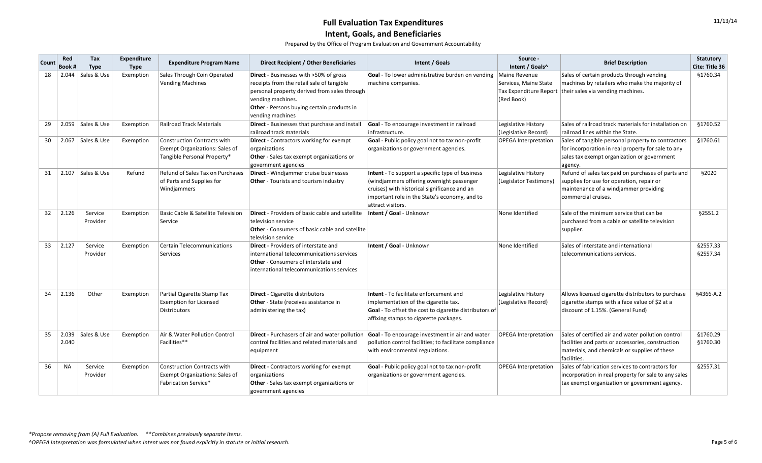# Full Evaluation Tax Expenditures
## Intent, Goals, and Beneficiaries

Prepared by the Office of Program Evaluation and Government Accountability

| Count | Red Book # | Tax Type | Expenditure Type | Expenditure Program Name | Direct Recipient / Other Beneficiaries | Intent / Goals | Source - Intent / Goals^ | Brief Description | Statutory Cite: Title 36 |
|---|---|---|---|---|---|---|---|---|---|
| 28 | 2.044 | Sales & Use | Exemption | Sales Through Coin Operated Vending Machines | **Direct** - Businesses with >50% of gross receipts from the retail sale of tangible personal property derived from sales through vending machines. **Other** - Persons buying certain products in vending machines | **Goal** - To lower administrative burden on vending machine companies. | Maine Revenue Services, Maine State Tax Expenditure Report (Red Book) | Sales of certain products through vending machines by retailers who make the majority of their sales via vending machines. | §1760.34 |
| 29 | 2.059 | Sales & Use | Exemption | Railroad Track Materials | **Direct** - Businesses that purchase and install railroad track materials | **Goal** - To encourage investment in railroad infrastructure. | Legislative History (Legislative Record) | Sales of railroad track materials for installation on railroad lines within the State. | §1760.52 |
| 30 | 2.067 | Sales & Use | Exemption | Construction Contracts with Exempt Organizations: Sales of Tangible Personal Property* | **Direct** - Contractors working for exempt organizations **Other** - Sales tax exempt organizations or government agencies | **Goal** - Public policy goal not to tax non-profit organizations or government agencies. | OPEGA Interpretation | Sales of tangible personal property to contractors for incorporation in real property for sale to any sales tax exempt organization or government agency. | §1760.61 |
| 31 | 2.107 | Sales & Use | Refund | Refund of Sales Tax on Purchases of Parts and Supplies for Windjammers | **Direct** - Windjammer cruise businesses **Other** - Tourists and tourism industry | **Intent** - To support a specific type of business (windjammers offering overnight passenger cruises) with historical significance and an important role in the State's economy, and to attract visitors. | Legislative History (Legislator Testimony) | Refund of sales tax paid on purchases of parts and supplies for use for operation, repair or maintenance of a windjammer providing commercial cruises. | §2020 |
| 32 | 2.126 | Service Provider | Exemption | Basic Cable & Satellite Television Service | **Direct** - Providers of basic cable and satellite television service **Other** - Consumers of basic cable and satellite television service | **Intent / Goal** - Unknown | None Identified | Sale of the minimum service that can be purchased from a cable or satellite television supplier. | §2551.2 |
| 33 | 2.127 | Service Provider | Exemption | Certain Telecommunications Services | **Direct** - Providers of interstate and international telecommunications services **Other** - Consumers of interstate and international telecommunications services | **Intent / Goal** - Unknown | None Identified | Sales of interstate and international telecommunications services. | §2557.33 §2557.34 |
| 34 | 2.136 | Other | Exemption | Partial Cigarette Stamp Tax Exemption for Licensed Distributors | **Direct** - Cigarette distributors **Other** - State (receives assistance in administering the tax) | **Intent** - To facilitate enforcement and implementation of the cigarette tax. **Goal** - To offset the cost to cigarette distributors of affixing stamps to cigarette packages. | Legislative History (Legislative Record) | Allows licensed cigarette distributors to purchase cigarette stamps with a face value of $2 at a discount of 1.15%. (General Fund) | §4366-A.2 |
| 35 | 2.039 2.040 | Sales & Use | Exemption | Air & Water Pollution Control Facilities** | **Direct** - Purchasers of air and water pollution control facilities and related materials and equipment | **Goal** - To encourage investment in air and water pollution control facilities; to facilitate compliance with environmental regulations. | OPEGA Interpretation | Sales of certified air and water pollution control facilities and parts or accessories, construction materials, and chemicals or supplies of these facilities. | §1760.29 §1760.30 |
| 36 | NA | Service Provider | Exemption | Construction Contracts with Exempt Organizations: Sales of Fabrication Service* | **Direct** - Contractors working for exempt organizations **Other** - Sales tax exempt organizations or government agencies | **Goal** - Public policy goal not to tax non-profit organizations or government agencies. | OPEGA Interpretation | Sales of fabrication services to contractors for incorporation in real property for sale to any sales tax exempt organization or government agency. | §2557.31 |

*Propose removing from (A) Full Evaluation. **Combines previously separate items.

^OPEGA Interpretation was formulated when intent was not found explicitly in statute or initial research.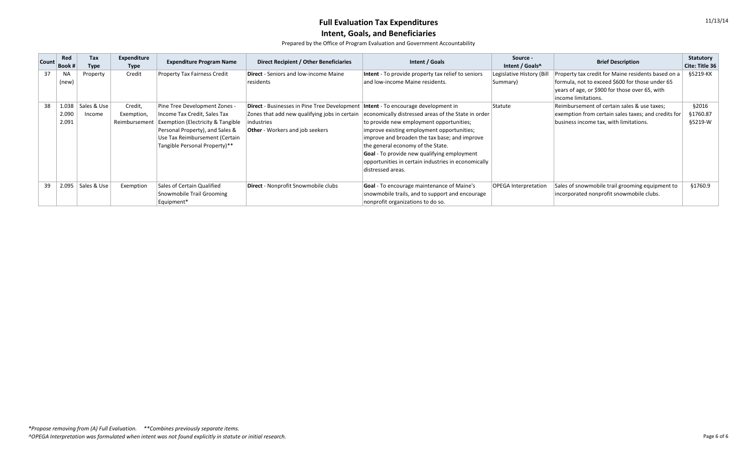# Full Evaluation Tax Expenditures

## Intent, Goals, and Beneficiaries

Prepared by the Office of Program Evaluation and Government Accountability

| Count | Red Book # | Tax Type | Expenditure Type | Expenditure Program Name | Direct Recipient / Other Beneficiaries | Intent / Goals | Source - Intent / Goals^ | Brief Description | Statutory Cite: Title 36 |
|---|---|---|---|---|---|---|---|---|---|
| 37 | NA (new) | Property | Credit | Property Tax Fairness Credit | **Direct** - Seniors and low-income Maine residents | **Intent** - To provide property tax relief to seniors and low-income Maine residents. | Legislative History (Bill Summary) | Property tax credit for Maine residents based on a formula, not to exceed $600 for those under 65 years of age, or $900 for those over 65, with income limitations. | §5219-KK |
| 38 | 1.038 2.090 2.091 | Sales & Use Income | Credit, Exemption, Reimbursement | Pine Tree Development Zones - Income Tax Credit, Sales Tax Exemption (Electricity & Tangible Personal Property), and Sales & Use Tax Reimbursement (Certain Tangible Personal Property)** | **Direct** - Businesses in Pine Tree Development Zones that add new qualifying jobs in certain industries **Other** - Workers and job seekers | **Intent** - To encourage development in economically distressed areas of the State in order to provide new employment opportunities; improve existing employment opportunities; improve and broaden the tax base; and improve the general economy of the State. **Goal** - To provide new qualifying employment opportunities in certain industries in economically distressed areas. | Statute | Reimbursement of certain sales & use taxes; exemption from certain sales taxes; and credits for business income tax, with limitations. | §2016 §1760.87 §5219-W |
| 39 | 2.095 | Sales & Use | Exemption | Sales of Certain Qualified Snowmobile Trail Grooming Equipment* | **Direct** - Nonprofit Snowmobile clubs | **Goal** - To encourage maintenance of Maine's snowmobile trails, and to support and encourage nonprofit organizations to do so. | OPEGA Interpretation | Sales of snowmobile trail grooming equipment to incorporated nonprofit snowmobile clubs. | §1760.9 |

*\*Propose removing from (A) Full Evaluation. \*\*Combines previously separate items.*

*^OPEGA Interpretation was formulated when intent was not found explicitly in statute or initial research.*